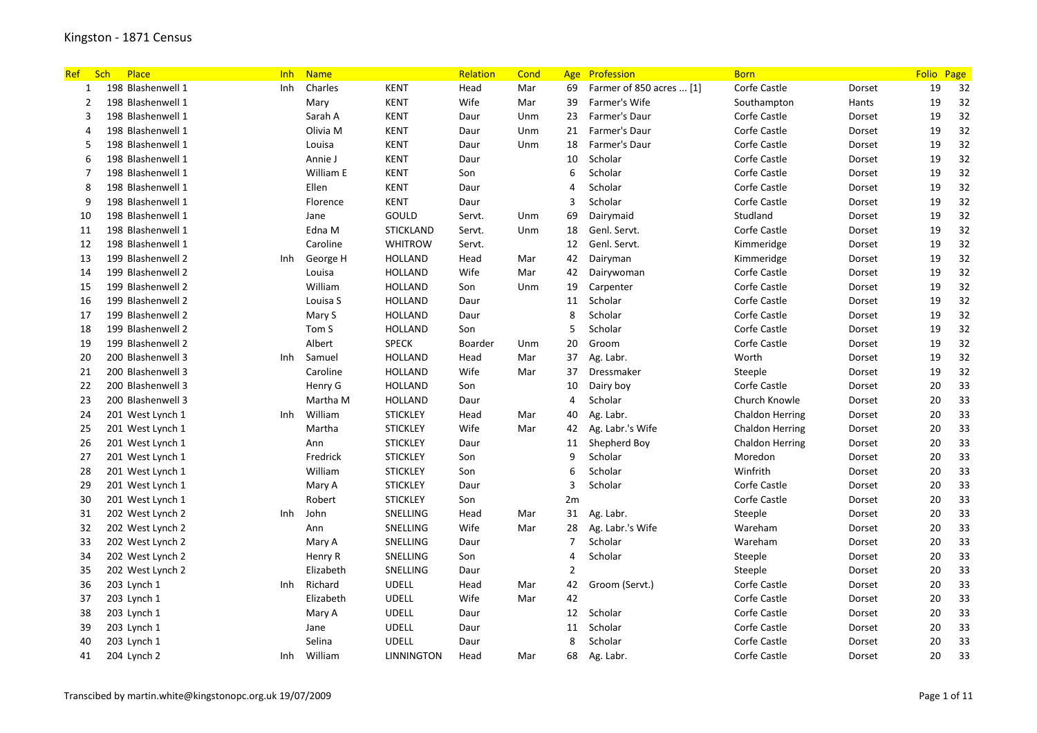# Kingston - 1871 Census

| Ref | Sch | Place | Inh | Name | | Relation | Cond | Age | Profession | Born | | Folio | Page |
|---|---|---|---|---|---|---|---|---|---|---|---|---|---|
| 1 | 198 | Blashenwell 1 | Inh | Charles | KENT | Head | Mar | 69 | Farmer of 850 acres ... [1] | Corfe Castle | Dorset | 19 | 32 |
| 2 | 198 | Blashenwell 1 | | Mary | KENT | Wife | Mar | 39 | Farmer's Wife | Southampton | Hants | 19 | 32 |
| 3 | 198 | Blashenwell 1 | | Sarah A | KENT | Daur | Unm | 23 | Farmer's Daur | Corfe Castle | Dorset | 19 | 32 |
| 4 | 198 | Blashenwell 1 | | Olivia M | KENT | Daur | Unm | 21 | Farmer's Daur | Corfe Castle | Dorset | 19 | 32 |
| 5 | 198 | Blashenwell 1 | | Louisa | KENT | Daur | Unm | 18 | Farmer's Daur | Corfe Castle | Dorset | 19 | 32 |
| 6 | 198 | Blashenwell 1 | | Annie J | KENT | Daur | | 10 | Scholar | Corfe Castle | Dorset | 19 | 32 |
| 7 | 198 | Blashenwell 1 | | William E | KENT | Son | | 6 | Scholar | Corfe Castle | Dorset | 19 | 32 |
| 8 | 198 | Blashenwell 1 | | Ellen | KENT | Daur | | 4 | Scholar | Corfe Castle | Dorset | 19 | 32 |
| 9 | 198 | Blashenwell 1 | | Florence | KENT | Daur | | 3 | Scholar | Corfe Castle | Dorset | 19 | 32 |
| 10 | 198 | Blashenwell 1 | | Jane | GOULD | Servt. | Unm | 69 | Dairymaid | Studland | Dorset | 19 | 32 |
| 11 | 198 | Blashenwell 1 | | Edna M | STICKLAND | Servt. | Unm | 18 | Genl. Servt. | Corfe Castle | Dorset | 19 | 32 |
| 12 | 198 | Blashenwell 1 | | Caroline | WHITROW | Servt. | | 12 | Genl. Servt. | Kimmeridge | Dorset | 19 | 32 |
| 13 | 199 | Blashenwell 2 | Inh | George H | HOLLAND | Head | Mar | 42 | Dairyman | Kimmeridge | Dorset | 19 | 32 |
| 14 | 199 | Blashenwell 2 | | Louisa | HOLLAND | Wife | Mar | 42 | Dairywoman | Corfe Castle | Dorset | 19 | 32 |
| 15 | 199 | Blashenwell 2 | | William | HOLLAND | Son | Unm | 19 | Carpenter | Corfe Castle | Dorset | 19 | 32 |
| 16 | 199 | Blashenwell 2 | | Louisa S | HOLLAND | Daur | | 11 | Scholar | Corfe Castle | Dorset | 19 | 32 |
| 17 | 199 | Blashenwell 2 | | Mary S | HOLLAND | Daur | | 8 | Scholar | Corfe Castle | Dorset | 19 | 32 |
| 18 | 199 | Blashenwell 2 | | Tom S | HOLLAND | Son | | 5 | Scholar | Corfe Castle | Dorset | 19 | 32 |
| 19 | 199 | Blashenwell 2 | | Albert | SPECK | Boarder | Unm | 20 | Groom | Corfe Castle | Dorset | 19 | 32 |
| 20 | 200 | Blashenwell 3 | Inh | Samuel | HOLLAND | Head | Mar | 37 | Ag. Labr. | Worth | Dorset | 19 | 32 |
| 21 | 200 | Blashenwell 3 | | Caroline | HOLLAND | Wife | Mar | 37 | Dressmaker | Steeple | Dorset | 19 | 32 |
| 22 | 200 | Blashenwell 3 | | Henry G | HOLLAND | Son | | 10 | Dairy boy | Corfe Castle | Dorset | 20 | 33 |
| 23 | 200 | Blashenwell 3 | | Martha M | HOLLAND | Daur | | 4 | Scholar | Church Knowle | Dorset | 20 | 33 |
| 24 | 201 | West Lynch 1 | Inh | William | STICKLEY | Head | Mar | 40 | Ag. Labr. | Chaldon Herring | Dorset | 20 | 33 |
| 25 | 201 | West Lynch 1 | | Martha | STICKLEY | Wife | Mar | 42 | Ag. Labr.'s Wife | Chaldon Herring | Dorset | 20 | 33 |
| 26 | 201 | West Lynch 1 | | Ann | STICKLEY | Daur | | 11 | Shepherd Boy | Chaldon Herring | Dorset | 20 | 33 |
| 27 | 201 | West Lynch 1 | | Fredrick | STICKLEY | Son | | 9 | Scholar | Moredon | Dorset | 20 | 33 |
| 28 | 201 | West Lynch 1 | | William | STICKLEY | Son | | 6 | Scholar | Winfrith | Dorset | 20 | 33 |
| 29 | 201 | West Lynch 1 | | Mary A | STICKLEY | Daur | | 3 | Scholar | Corfe Castle | Dorset | 20 | 33 |
| 30 | 201 | West Lynch 1 | | Robert | STICKLEY | Son | | 2m | | Corfe Castle | Dorset | 20 | 33 |
| 31 | 202 | West Lynch 2 | Inh | John | SNELLING | Head | Mar | 31 | Ag. Labr. | Steeple | Dorset | 20 | 33 |
| 32 | 202 | West Lynch 2 | | Ann | SNELLING | Wife | Mar | 28 | Ag. Labr.'s Wife | Wareham | Dorset | 20 | 33 |
| 33 | 202 | West Lynch 2 | | Mary A | SNELLING | Daur | | 7 | Scholar | Wareham | Dorset | 20 | 33 |
| 34 | 202 | West Lynch 2 | | Henry R | SNELLING | Son | | 4 | Scholar | Steeple | Dorset | 20 | 33 |
| 35 | 202 | West Lynch 2 | | Elizabeth | SNELLING | Daur | | 2 | | Steeple | Dorset | 20 | 33 |
| 36 | 203 | Lynch 1 | Inh | Richard | UDELL | Head | Mar | 42 | Groom (Servt.) | Corfe Castle | Dorset | 20 | 33 |
| 37 | 203 | Lynch 1 | | Elizabeth | UDELL | Wife | Mar | 42 | | Corfe Castle | Dorset | 20 | 33 |
| 38 | 203 | Lynch 1 | | Mary A | UDELL | Daur | | 12 | Scholar | Corfe Castle | Dorset | 20 | 33 |
| 39 | 203 | Lynch 1 | | Jane | UDELL | Daur | | 11 | Scholar | Corfe Castle | Dorset | 20 | 33 |
| 40 | 203 | Lynch 1 | | Selina | UDELL | Daur | | 8 | Scholar | Corfe Castle | Dorset | 20 | 33 |
| 41 | 204 | Lynch 2 | Inh | William | LINNINGTON | Head | Mar | 68 | Ag. Labr. | Corfe Castle | Dorset | 20 | 33 |

Transcibed by martin.white@kingstonopc.org.uk 19/07/2009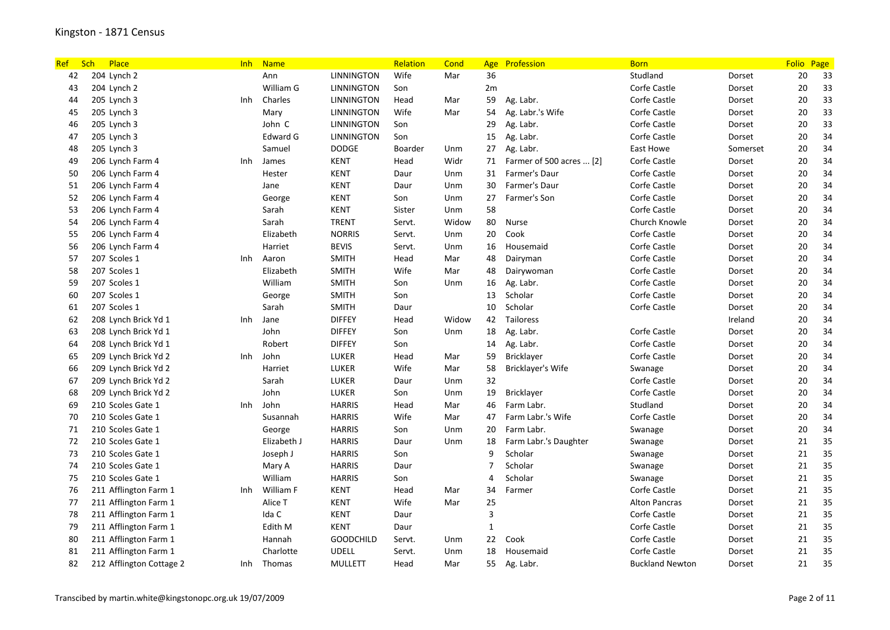# Kingston - 1871 Census

| Ref | Sch | Place | Inh | Name | | Relation | Cond | Age | Profession | Born | | Folio | Page |
|---|---|---|---|---|---|---|---|---|---|---|---|---|---|
| 42 | 204 | Lynch 2 | | Ann | LINNINGTON | Wife | Mar | 36 | | Studland | Dorset | 20 | 33 |
| 43 | 204 | Lynch 2 | | William G | LINNINGTON | Son | | 2m | | Corfe Castle | Dorset | 20 | 33 |
| 44 | 205 | Lynch 3 | Inh | Charles | LINNINGTON | Head | Mar | 59 | Ag. Labr. | Corfe Castle | Dorset | 20 | 33 |
| 45 | 205 | Lynch 3 | | Mary | LINNINGTON | Wife | Mar | 54 | Ag. Labr.'s Wife | Corfe Castle | Dorset | 20 | 33 |
| 46 | 205 | Lynch 3 | | John C | LINNINGTON | Son | | 29 | Ag. Labr. | Corfe Castle | Dorset | 20 | 33 |
| 47 | 205 | Lynch 3 | | Edward G | LINNINGTON | Son | | 15 | Ag. Labr. | Corfe Castle | Dorset | 20 | 34 |
| 48 | 205 | Lynch 3 | | Samuel | DODGE | Boarder | Unm | 27 | Ag. Labr. | East Howe | Somerset | 20 | 34 |
| 49 | 206 | Lynch Farm 4 | Inh | James | KENT | Head | Widr | 71 | Farmer of 500 acres ... [2] | Corfe Castle | Dorset | 20 | 34 |
| 50 | 206 | Lynch Farm 4 | | Hester | KENT | Daur | Unm | 31 | Farmer's Daur | Corfe Castle | Dorset | 20 | 34 |
| 51 | 206 | Lynch Farm 4 | | Jane | KENT | Daur | Unm | 30 | Farmer's Daur | Corfe Castle | Dorset | 20 | 34 |
| 52 | 206 | Lynch Farm 4 | | George | KENT | Son | Unm | 27 | Farmer's Son | Corfe Castle | Dorset | 20 | 34 |
| 53 | 206 | Lynch Farm 4 | | Sarah | KENT | Sister | Unm | 58 | | Corfe Castle | Dorset | 20 | 34 |
| 54 | 206 | Lynch Farm 4 | | Sarah | TRENT | Servt. | Widow | 80 | Nurse | Church Knowle | Dorset | 20 | 34 |
| 55 | 206 | Lynch Farm 4 | | Elizabeth | NORRIS | Servt. | Unm | 20 | Cook | Corfe Castle | Dorset | 20 | 34 |
| 56 | 206 | Lynch Farm 4 | | Harriet | BEVIS | Servt. | Unm | 16 | Housemaid | Corfe Castle | Dorset | 20 | 34 |
| 57 | 207 | Scoles 1 | Inh | Aaron | SMITH | Head | Mar | 48 | Dairyman | Corfe Castle | Dorset | 20 | 34 |
| 58 | 207 | Scoles 1 | | Elizabeth | SMITH | Wife | Mar | 48 | Dairywoman | Corfe Castle | Dorset | 20 | 34 |
| 59 | 207 | Scoles 1 | | William | SMITH | Son | Unm | 16 | Ag. Labr. | Corfe Castle | Dorset | 20 | 34 |
| 60 | 207 | Scoles 1 | | George | SMITH | Son | | 13 | Scholar | Corfe Castle | Dorset | 20 | 34 |
| 61 | 207 | Scoles 1 | | Sarah | SMITH | Daur | | 10 | Scholar | Corfe Castle | Dorset | 20 | 34 |
| 62 | 208 | Lynch Brick Yd 1 | Inh | Jane | DIFFEY | Head | Widow | 42 | Tailoress | | Ireland | 20 | 34 |
| 63 | 208 | Lynch Brick Yd 1 | | John | DIFFEY | Son | Unm | 18 | Ag. Labr. | Corfe Castle | Dorset | 20 | 34 |
| 64 | 208 | Lynch Brick Yd 1 | | Robert | DIFFEY | Son | | 14 | Ag. Labr. | Corfe Castle | Dorset | 20 | 34 |
| 65 | 209 | Lynch Brick Yd 2 | Inh | John | LUKER | Head | Mar | 59 | Bricklayer | Corfe Castle | Dorset | 20 | 34 |
| 66 | 209 | Lynch Brick Yd 2 | | Harriet | LUKER | Wife | Mar | 58 | Bricklayer's Wife | Swanage | Dorset | 20 | 34 |
| 67 | 209 | Lynch Brick Yd 2 | | Sarah | LUKER | Daur | Unm | 32 | | Corfe Castle | Dorset | 20 | 34 |
| 68 | 209 | Lynch Brick Yd 2 | | John | LUKER | Son | Unm | 19 | Bricklayer | Corfe Castle | Dorset | 20 | 34 |
| 69 | 210 | Scoles Gate 1 | Inh | John | HARRIS | Head | Mar | 46 | Farm Labr. | Studland | Dorset | 20 | 34 |
| 70 | 210 | Scoles Gate 1 | | Susannah | HARRIS | Wife | Mar | 47 | Farm Labr.'s Wife | Corfe Castle | Dorset | 20 | 34 |
| 71 | 210 | Scoles Gate 1 | | George | HARRIS | Son | Unm | 20 | Farm Labr. | Swanage | Dorset | 20 | 34 |
| 72 | 210 | Scoles Gate 1 | | Elizabeth J | HARRIS | Daur | Unm | 18 | Farm Labr.'s Daughter | Swanage | Dorset | 21 | 35 |
| 73 | 210 | Scoles Gate 1 | | Joseph J | HARRIS | Son | | 9 | Scholar | Swanage | Dorset | 21 | 35 |
| 74 | 210 | Scoles Gate 1 | | Mary A | HARRIS | Daur | | 7 | Scholar | Swanage | Dorset | 21 | 35 |
| 75 | 210 | Scoles Gate 1 | | William | HARRIS | Son | | 4 | Scholar | Swanage | Dorset | 21 | 35 |
| 76 | 211 | Afflington Farm 1 | Inh | William F | KENT | Head | Mar | 34 | Farmer | Corfe Castle | Dorset | 21 | 35 |
| 77 | 211 | Afflington Farm 1 | | Alice T | KENT | Wife | Mar | 25 | | Alton Pancras | Dorset | 21 | 35 |
| 78 | 211 | Afflington Farm 1 | | Ida C | KENT | Daur | | 3 | | Corfe Castle | Dorset | 21 | 35 |
| 79 | 211 | Afflington Farm 1 | | Edith M | KENT | Daur | | 1 | | Corfe Castle | Dorset | 21 | 35 |
| 80 | 211 | Afflington Farm 1 | | Hannah | GOODCHILD | Servt. | Unm | 22 | Cook | Corfe Castle | Dorset | 21 | 35 |
| 81 | 211 | Afflington Farm 1 | | Charlotte | UDELL | Servt. | Unm | 18 | Housemaid | Corfe Castle | Dorset | 21 | 35 |
| 82 | 212 | Afflington Cottage 2 | Inh | Thomas | MULLETT | Head | Mar | 55 | Ag. Labr. | Buckland Newton | Dorset | 21 | 35 |

Transcibed by martin.white@kingstonopc.org.uk 19/07/2009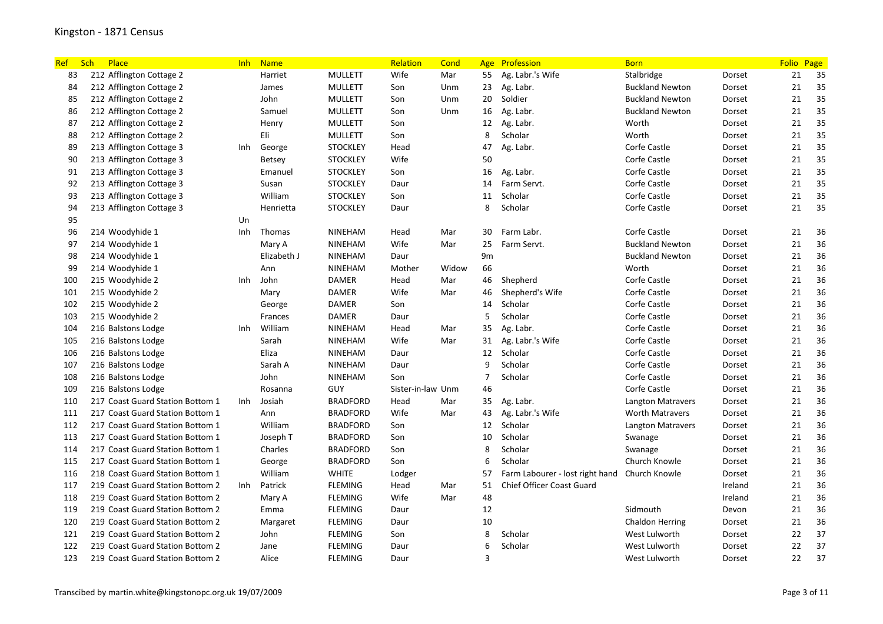# Kingston - 1871 Census

| Ref | Sch | Place | Inh | Name | | Relation | Cond | Age | Profession | Born | | Folio | Page |
|---|---|---|---|---|---|---|---|---|---|---|---|---|---|
| 83 | 212 | Afflington Cottage 2 | | Harriet | MULLETT | Wife | Mar | 55 | Ag. Labr.'s Wife | Stalbridge | Dorset | 21 | 35 |
| 84 | 212 | Afflington Cottage 2 | | James | MULLETT | Son | Unm | 23 | Ag. Labr. | Buckland Newton | Dorset | 21 | 35 |
| 85 | 212 | Afflington Cottage 2 | | John | MULLETT | Son | Unm | 20 | Soldier | Buckland Newton | Dorset | 21 | 35 |
| 86 | 212 | Afflington Cottage 2 | | Samuel | MULLETT | Son | Unm | 16 | Ag. Labr. | Buckland Newton | Dorset | 21 | 35 |
| 87 | 212 | Afflington Cottage 2 | | Henry | MULLETT | Son | | 12 | Ag. Labr. | Worth | Dorset | 21 | 35 |
| 88 | 212 | Afflington Cottage 2 | | Eli | MULLETT | Son | | 8 | Scholar | Worth | Dorset | 21 | 35 |
| 89 | 213 | Afflington Cottage 3 | Inh | George | STOCKLEY | Head | | 47 | Ag. Labr. | Corfe Castle | Dorset | 21 | 35 |
| 90 | 213 | Afflington Cottage 3 | | Betsey | STOCKLEY | Wife | | 50 | | Corfe Castle | Dorset | 21 | 35 |
| 91 | 213 | Afflington Cottage 3 | | Emanuel | STOCKLEY | Son | | 16 | Ag. Labr. | Corfe Castle | Dorset | 21 | 35 |
| 92 | 213 | Afflington Cottage 3 | | Susan | STOCKLEY | Daur | | 14 | Farm Servt. | Corfe Castle | Dorset | 21 | 35 |
| 93 | 213 | Afflington Cottage 3 | | William | STOCKLEY | Son | | 11 | Scholar | Corfe Castle | Dorset | 21 | 35 |
| 94 | 213 | Afflington Cottage 3 | | Henrietta | STOCKLEY | Daur | | 8 | Scholar | Corfe Castle | Dorset | 21 | 35 |
| 95 | | | Un | | | | | | | | | | |
| 96 | 214 | Woodyhide 1 | Inh | Thomas | NINEHAM | Head | Mar | 30 | Farm Labr. | Corfe Castle | Dorset | 21 | 36 |
| 97 | 214 | Woodyhide 1 | | Mary A | NINEHAM | Wife | Mar | 25 | Farm Servt. | Buckland Newton | Dorset | 21 | 36 |
| 98 | 214 | Woodyhide 1 | | Elizabeth J | NINEHAM | Daur | | 9m | | Buckland Newton | Dorset | 21 | 36 |
| 99 | 214 | Woodyhide 1 | | Ann | NINEHAM | Mother | Widow | 66 | | Worth | Dorset | 21 | 36 |
| 100 | 215 | Woodyhide 2 | Inh | John | DAMER | Head | Mar | 46 | Shepherd | Corfe Castle | Dorset | 21 | 36 |
| 101 | 215 | Woodyhide 2 | | Mary | DAMER | Wife | Mar | 46 | Shepherd's Wife | Corfe Castle | Dorset | 21 | 36 |
| 102 | 215 | Woodyhide 2 | | George | DAMER | Son | | 14 | Scholar | Corfe Castle | Dorset | 21 | 36 |
| 103 | 215 | Woodyhide 2 | | Frances | DAMER | Daur | | 5 | Scholar | Corfe Castle | Dorset | 21 | 36 |
| 104 | 216 | Balstons Lodge | Inh | William | NINEHAM | Head | Mar | 35 | Ag. Labr. | Corfe Castle | Dorset | 21 | 36 |
| 105 | 216 | Balstons Lodge | | Sarah | NINEHAM | Wife | Mar | 31 | Ag. Labr.'s Wife | Corfe Castle | Dorset | 21 | 36 |
| 106 | 216 | Balstons Lodge | | Eliza | NINEHAM | Daur | | 12 | Scholar | Corfe Castle | Dorset | 21 | 36 |
| 107 | 216 | Balstons Lodge | | Sarah A | NINEHAM | Daur | | 9 | Scholar | Corfe Castle | Dorset | 21 | 36 |
| 108 | 216 | Balstons Lodge | | John | NINEHAM | Son | | 7 | Scholar | Corfe Castle | Dorset | 21 | 36 |
| 109 | 216 | Balstons Lodge | | Rosanna | GUY | Sister-in-law | Unm | 46 | | Corfe Castle | Dorset | 21 | 36 |
| 110 | 217 | Coast Guard Station Bottom 1 | Inh | Josiah | BRADFORD | Head | Mar | 35 | Ag. Labr. | Langton Matravers | Dorset | 21 | 36 |
| 111 | 217 | Coast Guard Station Bottom 1 | | Ann | BRADFORD | Wife | Mar | 43 | Ag. Labr.'s Wife | Worth Matravers | Dorset | 21 | 36 |
| 112 | 217 | Coast Guard Station Bottom 1 | | William | BRADFORD | Son | | 12 | Scholar | Langton Matravers | Dorset | 21 | 36 |
| 113 | 217 | Coast Guard Station Bottom 1 | | Joseph T | BRADFORD | Son | | 10 | Scholar | Swanage | Dorset | 21 | 36 |
| 114 | 217 | Coast Guard Station Bottom 1 | | Charles | BRADFORD | Son | | 8 | Scholar | Swanage | Dorset | 21 | 36 |
| 115 | 217 | Coast Guard Station Bottom 1 | | George | BRADFORD | Son | | 6 | Scholar | Church Knowle | Dorset | 21 | 36 |
| 116 | 218 | Coast Guard Station Bottom 1 | | William | WHITE | Lodger | | 57 | Farm Labourer - lost right hand | Church Knowle | Dorset | 21 | 36 |
| 117 | 219 | Coast Guard Station Bottom 2 | Inh | Patrick | FLEMING | Head | Mar | 51 | Chief Officer Coast Guard | | Ireland | 21 | 36 |
| 118 | 219 | Coast Guard Station Bottom 2 | | Mary A | FLEMING | Wife | Mar | 48 | | | Ireland | 21 | 36 |
| 119 | 219 | Coast Guard Station Bottom 2 | | Emma | FLEMING | Daur | | 12 | | Sidmouth | Devon | 21 | 36 |
| 120 | 219 | Coast Guard Station Bottom 2 | | Margaret | FLEMING | Daur | | 10 | | Chaldon Herring | Dorset | 21 | 36 |
| 121 | 219 | Coast Guard Station Bottom 2 | | John | FLEMING | Son | | 8 | Scholar | West Lulworth | Dorset | 22 | 37 |
| 122 | 219 | Coast Guard Station Bottom 2 | | Jane | FLEMING | Daur | | 6 | Scholar | West Lulworth | Dorset | 22 | 37 |
| 123 | 219 | Coast Guard Station Bottom 2 | | Alice | FLEMING | Daur | | 3 | | West Lulworth | Dorset | 22 | 37 |

Transcibed by martin.white@kingstonopc.org.uk 19/07/2009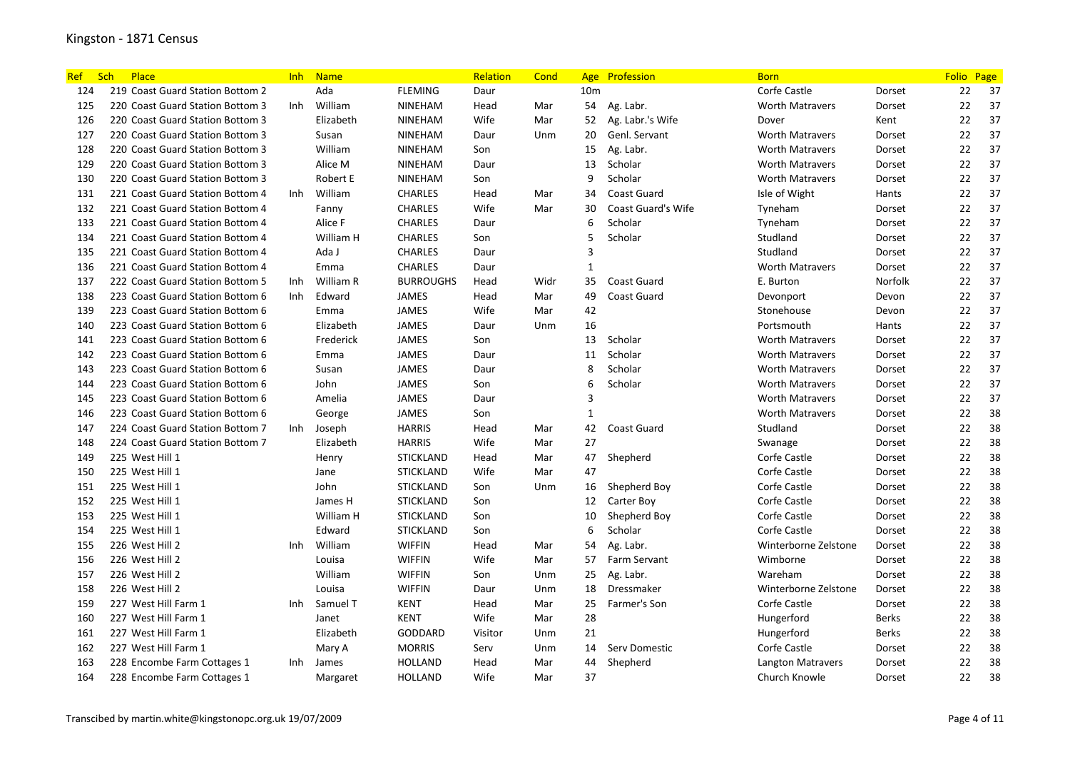# Kingston - 1871 Census

| Ref | Sch | Place | Inh | Name | | Relation | Cond | Age | Profession | Born | | Folio | Page |
|---|---|---|---|---|---|---|---|---|---|---|---|---|---|
| 124 | 219 | Coast Guard Station Bottom 2 | | Ada | FLEMING | Daur | | 10m | | Corfe Castle | Dorset | 22 | 37 |
| 125 | 220 | Coast Guard Station Bottom 3 | Inh | William | NINEHAM | Head | Mar | 54 | Ag. Labr. | Worth Matravers | Dorset | 22 | 37 |
| 126 | 220 | Coast Guard Station Bottom 3 | | Elizabeth | NINEHAM | Wife | Mar | 52 | Ag. Labr.'s Wife | Dover | Kent | 22 | 37 |
| 127 | 220 | Coast Guard Station Bottom 3 | | Susan | NINEHAM | Daur | Unm | 20 | Genl. Servant | Worth Matravers | Dorset | 22 | 37 |
| 128 | 220 | Coast Guard Station Bottom 3 | | William | NINEHAM | Son | | 15 | Ag. Labr. | Worth Matravers | Dorset | 22 | 37 |
| 129 | 220 | Coast Guard Station Bottom 3 | | Alice M | NINEHAM | Daur | | 13 | Scholar | Worth Matravers | Dorset | 22 | 37 |
| 130 | 220 | Coast Guard Station Bottom 3 | | Robert E | NINEHAM | Son | | 9 | Scholar | Worth Matravers | Dorset | 22 | 37 |
| 131 | 221 | Coast Guard Station Bottom 4 | Inh | William | CHARLES | Head | Mar | 34 | Coast Guard | Isle of Wight | Hants | 22 | 37 |
| 132 | 221 | Coast Guard Station Bottom 4 | | Fanny | CHARLES | Wife | Mar | 30 | Coast Guard's Wife | Tyneham | Dorset | 22 | 37 |
| 133 | 221 | Coast Guard Station Bottom 4 | | Alice F | CHARLES | Daur | | 6 | Scholar | Tyneham | Dorset | 22 | 37 |
| 134 | 221 | Coast Guard Station Bottom 4 | | William H | CHARLES | Son | | 5 | Scholar | Studland | Dorset | 22 | 37 |
| 135 | 221 | Coast Guard Station Bottom 4 | | Ada J | CHARLES | Daur | | 3 | | Studland | Dorset | 22 | 37 |
| 136 | 221 | Coast Guard Station Bottom 4 | | Emma | CHARLES | Daur | | 1 | | Worth Matravers | Dorset | 22 | 37 |
| 137 | 222 | Coast Guard Station Bottom 5 | Inh | William R | BURROUGHS | Head | Widr | 35 | Coast Guard | E. Burton | Norfolk | 22 | 37 |
| 138 | 223 | Coast Guard Station Bottom 6 | Inh | Edward | JAMES | Head | Mar | 49 | Coast Guard | Devonport | Devon | 22 | 37 |
| 139 | 223 | Coast Guard Station Bottom 6 | | Emma | JAMES | Wife | Mar | 42 | | Stonehouse | Devon | 22 | 37 |
| 140 | 223 | Coast Guard Station Bottom 6 | | Elizabeth | JAMES | Daur | Unm | 16 | | Portsmouth | Hants | 22 | 37 |
| 141 | 223 | Coast Guard Station Bottom 6 | | Frederick | JAMES | Son | | 13 | Scholar | Worth Matravers | Dorset | 22 | 37 |
| 142 | 223 | Coast Guard Station Bottom 6 | | Emma | JAMES | Daur | | 11 | Scholar | Worth Matravers | Dorset | 22 | 37 |
| 143 | 223 | Coast Guard Station Bottom 6 | | Susan | JAMES | Daur | | 8 | Scholar | Worth Matravers | Dorset | 22 | 37 |
| 144 | 223 | Coast Guard Station Bottom 6 | | John | JAMES | Son | | 6 | Scholar | Worth Matravers | Dorset | 22 | 37 |
| 145 | 223 | Coast Guard Station Bottom 6 | | Amelia | JAMES | Daur | | 3 | | Worth Matravers | Dorset | 22 | 37 |
| 146 | 223 | Coast Guard Station Bottom 6 | | George | JAMES | Son | | 1 | | Worth Matravers | Dorset | 22 | 38 |
| 147 | 224 | Coast Guard Station Bottom 7 | Inh | Joseph | HARRIS | Head | Mar | 42 | Coast Guard | Studland | Dorset | 22 | 38 |
| 148 | 224 | Coast Guard Station Bottom 7 | | Elizabeth | HARRIS | Wife | Mar | 27 | | Swanage | Dorset | 22 | 38 |
| 149 | 225 | West Hill 1 | | Henry | STICKLAND | Head | Mar | 47 | Shepherd | Corfe Castle | Dorset | 22 | 38 |
| 150 | 225 | West Hill 1 | | Jane | STICKLAND | Wife | Mar | 47 | | Corfe Castle | Dorset | 22 | 38 |
| 151 | 225 | West Hill 1 | | John | STICKLAND | Son | Unm | 16 | Shepherd Boy | Corfe Castle | Dorset | 22 | 38 |
| 152 | 225 | West Hill 1 | | James H | STICKLAND | Son | | 12 | Carter Boy | Corfe Castle | Dorset | 22 | 38 |
| 153 | 225 | West Hill 1 | | William H | STICKLAND | Son | | 10 | Shepherd Boy | Corfe Castle | Dorset | 22 | 38 |
| 154 | 225 | West Hill 1 | | Edward | STICKLAND | Son | | 6 | Scholar | Corfe Castle | Dorset | 22 | 38 |
| 155 | 226 | West Hill 2 | Inh | William | WIFFIN | Head | Mar | 54 | Ag. Labr. | Winterborne Zelstone | Dorset | 22 | 38 |
| 156 | 226 | West Hill 2 | | Louisa | WIFFIN | Wife | Mar | 57 | Farm Servant | Wimborne | Dorset | 22 | 38 |
| 157 | 226 | West Hill 2 | | William | WIFFIN | Son | Unm | 25 | Ag. Labr. | Wareham | Dorset | 22 | 38 |
| 158 | 226 | West Hill 2 | | Louisa | WIFFIN | Daur | Unm | 18 | Dressmaker | Winterborne Zelstone | Dorset | 22 | 38 |
| 159 | 227 | West Hill Farm 1 | Inh | Samuel T | KENT | Head | Mar | 25 | Farmer's Son | Corfe Castle | Dorset | 22 | 38 |
| 160 | 227 | West Hill Farm 1 | | Janet | KENT | Wife | Mar | 28 | | Hungerford | Berks | 22 | 38 |
| 161 | 227 | West Hill Farm 1 | | Elizabeth | GODDARD | Visitor | Unm | 21 | | Hungerford | Berks | 22 | 38 |
| 162 | 227 | West Hill Farm 1 | | Mary A | MORRIS | Serv | Unm | 14 | Serv Domestic | Corfe Castle | Dorset | 22 | 38 |
| 163 | 228 | Encombe Farm Cottages 1 | Inh | James | HOLLAND | Head | Mar | 44 | Shepherd | Langton Matravers | Dorset | 22 | 38 |
| 164 | 228 | Encombe Farm Cottages 1 | | Margaret | HOLLAND | Wife | Mar | 37 | | Church Knowle | Dorset | 22 | 38 |

Transcibed by martin.white@kingstonopc.org.uk 19/07/2009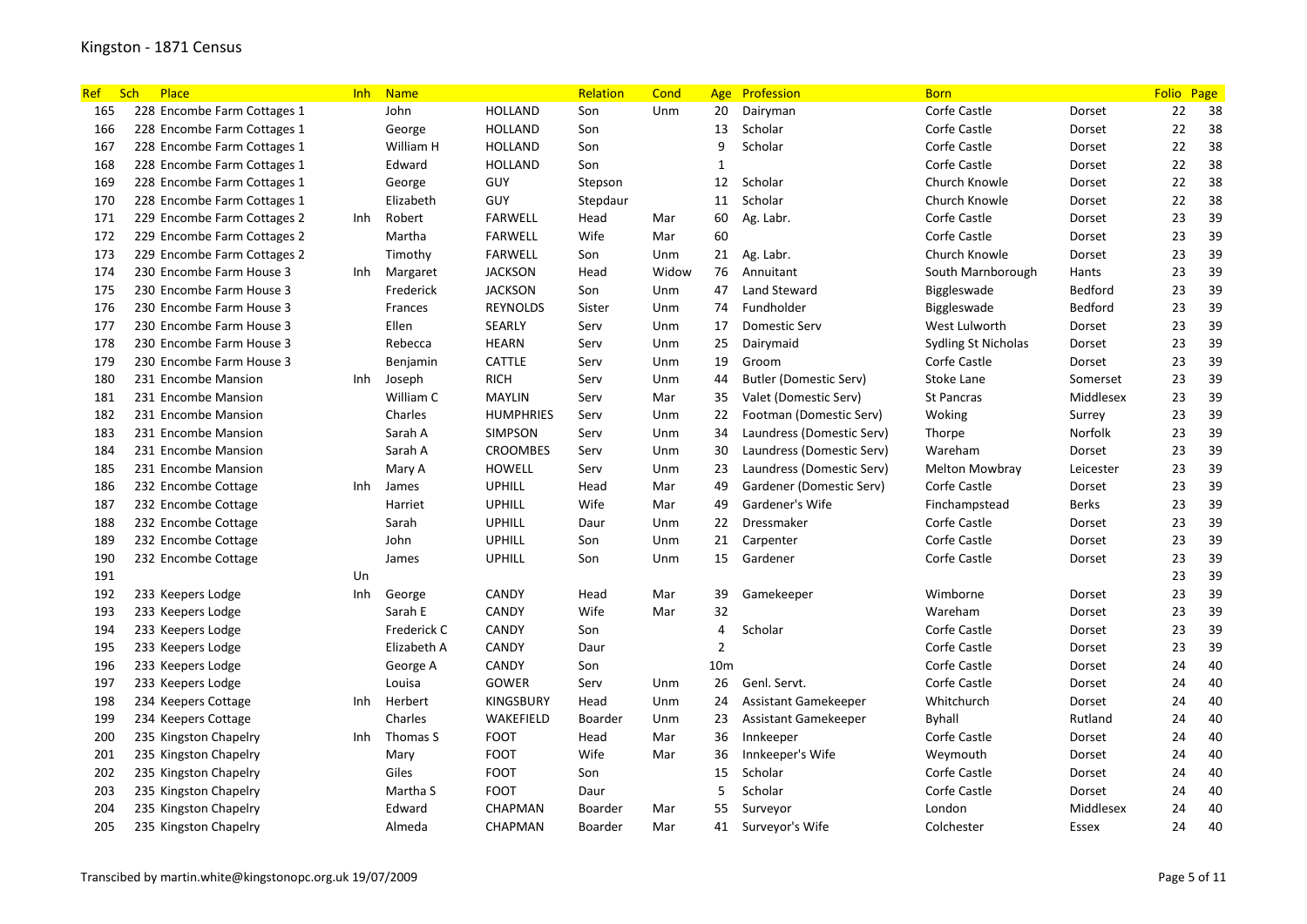# Kingston - 1871 Census

| Ref | Sch | Place | Inh | Name | | Relation | Cond | Age | Profession | Born | | Folio | Page |
|---|---|---|---|---|---|---|---|---|---|---|---|---|---|
| 165 | 228 | Encombe Farm Cottages 1 | | John | HOLLAND | Son | Unm | 20 | Dairyman | Corfe Castle | Dorset | 22 | 38 |
| 166 | 228 | Encombe Farm Cottages 1 | | George | HOLLAND | Son | | 13 | Scholar | Corfe Castle | Dorset | 22 | 38 |
| 167 | 228 | Encombe Farm Cottages 1 | | William H | HOLLAND | Son | | 9 | Scholar | Corfe Castle | Dorset | 22 | 38 |
| 168 | 228 | Encombe Farm Cottages 1 | | Edward | HOLLAND | Son | | 1 | | Corfe Castle | Dorset | 22 | 38 |
| 169 | 228 | Encombe Farm Cottages 1 | | George | GUY | Stepson | | 12 | Scholar | Church Knowle | Dorset | 22 | 38 |
| 170 | 228 | Encombe Farm Cottages 1 | | Elizabeth | GUY | Stepdaur | | 11 | Scholar | Church Knowle | Dorset | 22 | 38 |
| 171 | 229 | Encombe Farm Cottages 2 | Inh | Robert | FARWELL | Head | Mar | 60 | Ag. Labr. | Corfe Castle | Dorset | 23 | 39 |
| 172 | 229 | Encombe Farm Cottages 2 | | Martha | FARWELL | Wife | Mar | 60 | | Corfe Castle | Dorset | 23 | 39 |
| 173 | 229 | Encombe Farm Cottages 2 | | Timothy | FARWELL | Son | Unm | 21 | Ag. Labr. | Church Knowle | Dorset | 23 | 39 |
| 174 | 230 | Encombe Farm House 3 | Inh | Margaret | JACKSON | Head | Widow | 76 | Annuitant | South Marnborough | Hants | 23 | 39 |
| 175 | 230 | Encombe Farm House 3 | | Frederick | JACKSON | Son | Unm | 47 | Land Steward | Biggleswade | Bedford | 23 | 39 |
| 176 | 230 | Encombe Farm House 3 | | Frances | REYNOLDS | Sister | Unm | 74 | Fundholder | Biggleswade | Bedford | 23 | 39 |
| 177 | 230 | Encombe Farm House 3 | | Ellen | SEARLY | Serv | Unm | 17 | Domestic Serv | West Lulworth | Dorset | 23 | 39 |
| 178 | 230 | Encombe Farm House 3 | | Rebecca | HEARN | Serv | Unm | 25 | Dairymaid | Sydling St Nicholas | Dorset | 23 | 39 |
| 179 | 230 | Encombe Farm House 3 | | Benjamin | CATTLE | Serv | Unm | 19 | Groom | Corfe Castle | Dorset | 23 | 39 |
| 180 | 231 | Encombe Mansion | Inh | Joseph | RICH | Serv | Unm | 44 | Butler (Domestic Serv) | Stoke Lane | Somerset | 23 | 39 |
| 181 | 231 | Encombe Mansion | | William C | MAYLIN | Serv | Mar | 35 | Valet (Domestic Serv) | St Pancras | Middlesex | 23 | 39 |
| 182 | 231 | Encombe Mansion | | Charles | HUMPHRIES | Serv | Unm | 22 | Footman (Domestic Serv) | Woking | Surrey | 23 | 39 |
| 183 | 231 | Encombe Mansion | | Sarah A | SIMPSON | Serv | Unm | 34 | Laundress (Domestic Serv) | Thorpe | Norfolk | 23 | 39 |
| 184 | 231 | Encombe Mansion | | Sarah A | CROOMBES | Serv | Unm | 30 | Laundress (Domestic Serv) | Wareham | Dorset | 23 | 39 |
| 185 | 231 | Encombe Mansion | | Mary A | HOWELL | Serv | Unm | 23 | Laundress (Domestic Serv) | Melton Mowbray | Leicester | 23 | 39 |
| 186 | 232 | Encombe Cottage | Inh | James | UPHILL | Head | Mar | 49 | Gardener (Domestic Serv) | Corfe Castle | Dorset | 23 | 39 |
| 187 | 232 | Encombe Cottage | | Harriet | UPHILL | Wife | Mar | 49 | Gardener's Wife | Finchampstead | Berks | 23 | 39 |
| 188 | 232 | Encombe Cottage | | Sarah | UPHILL | Daur | Unm | 22 | Dressmaker | Corfe Castle | Dorset | 23 | 39 |
| 189 | 232 | Encombe Cottage | | John | UPHILL | Son | Unm | 21 | Carpenter | Corfe Castle | Dorset | 23 | 39 |
| 190 | 232 | Encombe Cottage | | James | UPHILL | Son | Unm | 15 | Gardener | Corfe Castle | Dorset | 23 | 39 |
| 191 | | | Un | | | | | | | | | 23 | 39 |
| 192 | 233 | Keepers Lodge | Inh | George | CANDY | Head | Mar | 39 | Gamekeeper | Wimborne | Dorset | 23 | 39 |
| 193 | 233 | Keepers Lodge | | Sarah E | CANDY | Wife | Mar | 32 | | Wareham | Dorset | 23 | 39 |
| 194 | 233 | Keepers Lodge | | Frederick C | CANDY | Son | | 4 | Scholar | Corfe Castle | Dorset | 23 | 39 |
| 195 | 233 | Keepers Lodge | | Elizabeth A | CANDY | Daur | | 2 | | Corfe Castle | Dorset | 23 | 39 |
| 196 | 233 | Keepers Lodge | | George A | CANDY | Son | | 10m | | Corfe Castle | Dorset | 24 | 40 |
| 197 | 233 | Keepers Lodge | | Louisa | GOWER | Serv | Unm | 26 | Genl. Servt. | Corfe Castle | Dorset | 24 | 40 |
| 198 | 234 | Keepers Cottage | Inh | Herbert | KINGSBURY | Head | Unm | 24 | Assistant Gamekeeper | Whitchurch | Dorset | 24 | 40 |
| 199 | 234 | Keepers Cottage | | Charles | WAKEFIELD | Boarder | Unm | 23 | Assistant Gamekeeper | Byhall | Rutland | 24 | 40 |
| 200 | 235 | Kingston Chapelry | Inh | Thomas S | FOOT | Head | Mar | 36 | Innkeeper | Corfe Castle | Dorset | 24 | 40 |
| 201 | 235 | Kingston Chapelry | | Mary | FOOT | Wife | Mar | 36 | Innkeeper's Wife | Weymouth | Dorset | 24 | 40 |
| 202 | 235 | Kingston Chapelry | | Giles | FOOT | Son | | 15 | Scholar | Corfe Castle | Dorset | 24 | 40 |
| 203 | 235 | Kingston Chapelry | | Martha S | FOOT | Daur | | 5 | Scholar | Corfe Castle | Dorset | 24 | 40 |
| 204 | 235 | Kingston Chapelry | | Edward | CHAPMAN | Boarder | Mar | 55 | Surveyor | London | Middlesex | 24 | 40 |
| 205 | 235 | Kingston Chapelry | | Almeda | CHAPMAN | Boarder | Mar | 41 | Surveyor's Wife | Colchester | Essex | 24 | 40 |

Transcibed by martin.white@kingstonopc.org.uk 19/07/2009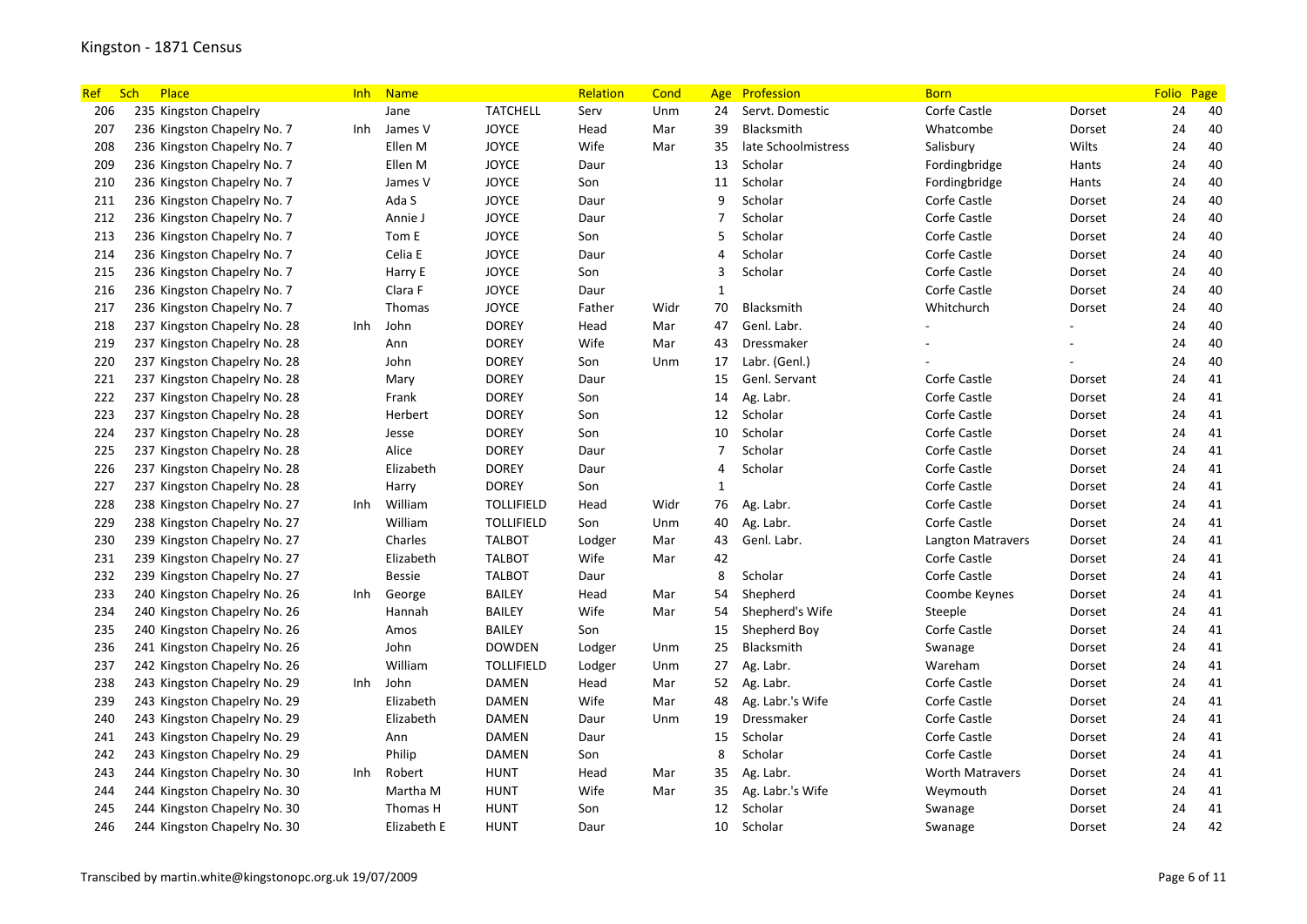# Kingston - 1871 Census

| Ref | Sch | Place | Inh | Name | | Relation | Cond | Age | Profession | Born | | Folio | Page |
|---|---|---|---|---|---|---|---|---|---|---|---|---|---|
| 206 | 235 | Kingston Chapelry | | Jane | TATCHELL | Serv | Unm | 24 | Servt. Domestic | Corfe Castle | Dorset | 24 | 40 |
| 207 | 236 | Kingston Chapelry No. 7 | Inh | James V | JOYCE | Head | Mar | 39 | Blacksmith | Whatcombe | Dorset | 24 | 40 |
| 208 | 236 | Kingston Chapelry No. 7 | | Ellen M | JOYCE | Wife | Mar | 35 | late Schoolmistress | Salisbury | Wilts | 24 | 40 |
| 209 | 236 | Kingston Chapelry No. 7 | | Ellen M | JOYCE | Daur | | 13 | Scholar | Fordingbridge | Hants | 24 | 40 |
| 210 | 236 | Kingston Chapelry No. 7 | | James V | JOYCE | Son | | 11 | Scholar | Fordingbridge | Hants | 24 | 40 |
| 211 | 236 | Kingston Chapelry No. 7 | | Ada S | JOYCE | Daur | | 9 | Scholar | Corfe Castle | Dorset | 24 | 40 |
| 212 | 236 | Kingston Chapelry No. 7 | | Annie J | JOYCE | Daur | | 7 | Scholar | Corfe Castle | Dorset | 24 | 40 |
| 213 | 236 | Kingston Chapelry No. 7 | | Tom E | JOYCE | Son | | 5 | Scholar | Corfe Castle | Dorset | 24 | 40 |
| 214 | 236 | Kingston Chapelry No. 7 | | Celia E | JOYCE | Daur | | 4 | Scholar | Corfe Castle | Dorset | 24 | 40 |
| 215 | 236 | Kingston Chapelry No. 7 | | Harry E | JOYCE | Son | | 3 | Scholar | Corfe Castle | Dorset | 24 | 40 |
| 216 | 236 | Kingston Chapelry No. 7 | | Clara F | JOYCE | Daur | | 1 | | Corfe Castle | Dorset | 24 | 40 |
| 217 | 236 | Kingston Chapelry No. 7 | | Thomas | JOYCE | Father | Widr | 70 | Blacksmith | Whitchurch | Dorset | 24 | 40 |
| 218 | 237 | Kingston Chapelry No. 28 | Inh | John | DOREY | Head | Mar | 47 | Genl. Labr. | - | - | 24 | 40 |
| 219 | 237 | Kingston Chapelry No. 28 | | Ann | DOREY | Wife | Mar | 43 | Dressmaker | - | - | 24 | 40 |
| 220 | 237 | Kingston Chapelry No. 28 | | John | DOREY | Son | Unm | 17 | Labr. (Genl.) | - | - | 24 | 40 |
| 221 | 237 | Kingston Chapelry No. 28 | | Mary | DOREY | Daur | | 15 | Genl. Servant | Corfe Castle | Dorset | 24 | 41 |
| 222 | 237 | Kingston Chapelry No. 28 | | Frank | DOREY | Son | | 14 | Ag. Labr. | Corfe Castle | Dorset | 24 | 41 |
| 223 | 237 | Kingston Chapelry No. 28 | | Herbert | DOREY | Son | | 12 | Scholar | Corfe Castle | Dorset | 24 | 41 |
| 224 | 237 | Kingston Chapelry No. 28 | | Jesse | DOREY | Son | | 10 | Scholar | Corfe Castle | Dorset | 24 | 41 |
| 225 | 237 | Kingston Chapelry No. 28 | | Alice | DOREY | Daur | | 7 | Scholar | Corfe Castle | Dorset | 24 | 41 |
| 226 | 237 | Kingston Chapelry No. 28 | | Elizabeth | DOREY | Daur | | 4 | Scholar | Corfe Castle | Dorset | 24 | 41 |
| 227 | 237 | Kingston Chapelry No. 28 | | Harry | DOREY | Son | | 1 | | Corfe Castle | Dorset | 24 | 41 |
| 228 | 238 | Kingston Chapelry No. 27 | Inh | William | TOLLIFIELD | Head | Widr | 76 | Ag. Labr. | Corfe Castle | Dorset | 24 | 41 |
| 229 | 238 | Kingston Chapelry No. 27 | | William | TOLLIFIELD | Son | Unm | 40 | Ag. Labr. | Corfe Castle | Dorset | 24 | 41 |
| 230 | 239 | Kingston Chapelry No. 27 | | Charles | TALBOT | Lodger | Mar | 43 | Genl. Labr. | Langton Matravers | Dorset | 24 | 41 |
| 231 | 239 | Kingston Chapelry No. 27 | | Elizabeth | TALBOT | Wife | Mar | 42 | | Corfe Castle | Dorset | 24 | 41 |
| 232 | 239 | Kingston Chapelry No. 27 | | Bessie | TALBOT | Daur | | 8 | Scholar | Corfe Castle | Dorset | 24 | 41 |
| 233 | 240 | Kingston Chapelry No. 26 | Inh | George | BAILEY | Head | Mar | 54 | Shepherd | Coombe Keynes | Dorset | 24 | 41 |
| 234 | 240 | Kingston Chapelry No. 26 | | Hannah | BAILEY | Wife | Mar | 54 | Shepherd's Wife | Steeple | Dorset | 24 | 41 |
| 235 | 240 | Kingston Chapelry No. 26 | | Amos | BAILEY | Son | | 15 | Shepherd Boy | Corfe Castle | Dorset | 24 | 41 |
| 236 | 241 | Kingston Chapelry No. 26 | | John | DOWDEN | Lodger | Unm | 25 | Blacksmith | Swanage | Dorset | 24 | 41 |
| 237 | 242 | Kingston Chapelry No. 26 | | William | TOLLIFIELD | Lodger | Unm | 27 | Ag. Labr. | Wareham | Dorset | 24 | 41 |
| 238 | 243 | Kingston Chapelry No. 29 | Inh | John | DAMEN | Head | Mar | 52 | Ag. Labr. | Corfe Castle | Dorset | 24 | 41 |
| 239 | 243 | Kingston Chapelry No. 29 | | Elizabeth | DAMEN | Wife | Mar | 48 | Ag. Labr.'s Wife | Corfe Castle | Dorset | 24 | 41 |
| 240 | 243 | Kingston Chapelry No. 29 | | Elizabeth | DAMEN | Daur | Unm | 19 | Dressmaker | Corfe Castle | Dorset | 24 | 41 |
| 241 | 243 | Kingston Chapelry No. 29 | | Ann | DAMEN | Daur | | 15 | Scholar | Corfe Castle | Dorset | 24 | 41 |
| 242 | 243 | Kingston Chapelry No. 29 | | Philip | DAMEN | Son | | 8 | Scholar | Corfe Castle | Dorset | 24 | 41 |
| 243 | 244 | Kingston Chapelry No. 30 | Inh | Robert | HUNT | Head | Mar | 35 | Ag. Labr. | Worth Matravers | Dorset | 24 | 41 |
| 244 | 244 | Kingston Chapelry No. 30 | | Martha M | HUNT | Wife | Mar | 35 | Ag. Labr.'s Wife | Weymouth | Dorset | 24 | 41 |
| 245 | 244 | Kingston Chapelry No. 30 | | Thomas H | HUNT | Son | | 12 | Scholar | Swanage | Dorset | 24 | 41 |
| 246 | 244 | Kingston Chapelry No. 30 | | Elizabeth E | HUNT | Daur | | 10 | Scholar | Swanage | Dorset | 24 | 42 |

Transcibed by martin.white@kingstonopc.org.uk 19/07/2009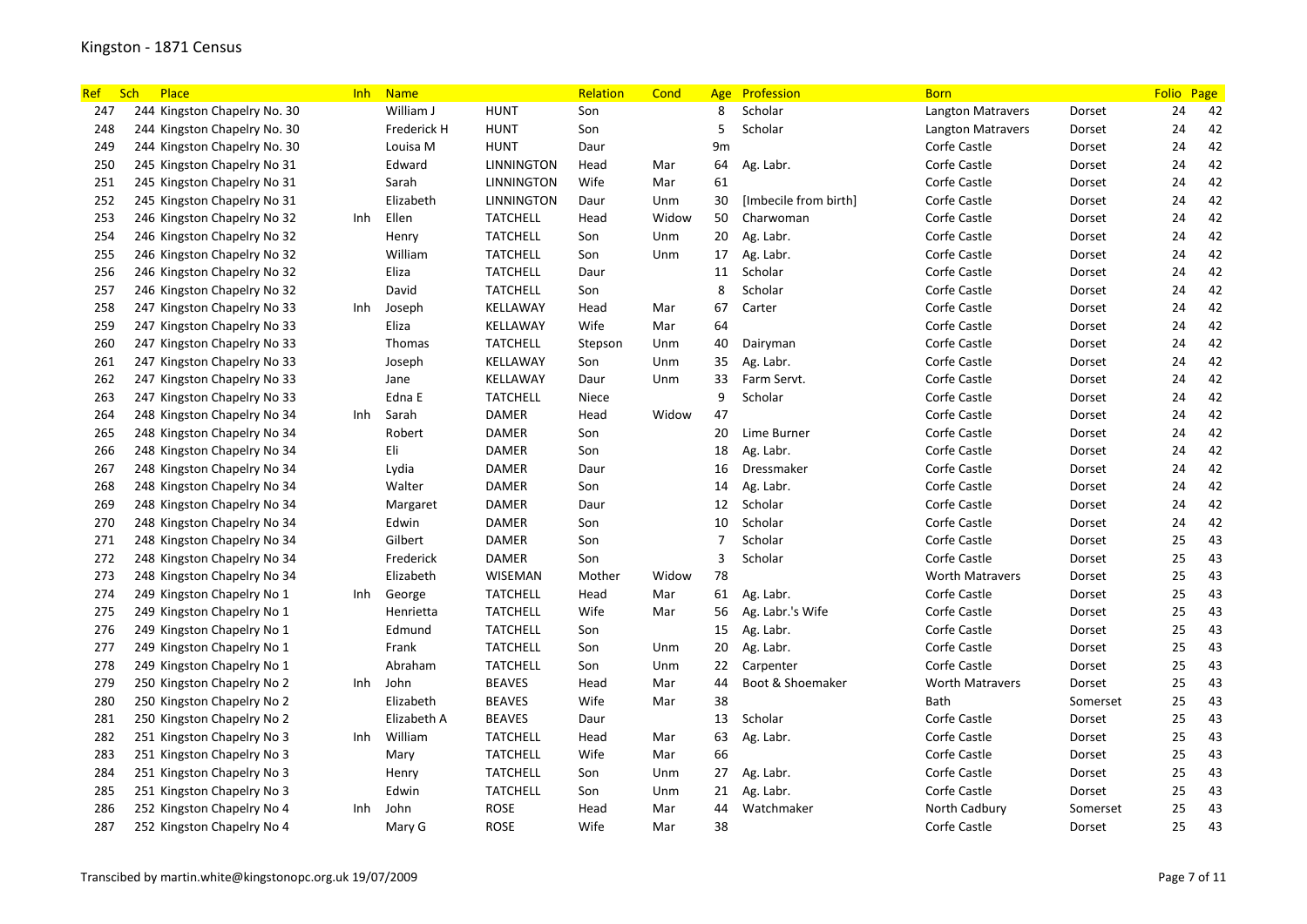# Kingston - 1871 Census

| Ref | Sch | Place | Inh | Name | | Relation | Cond | Age | Profession | Born | | Folio | Page |
|---|---|---|---|---|---|---|---|---|---|---|---|---|---|
| 247 | 244 | Kingston Chapelry No. 30 | | William J | HUNT | Son | | 8 | Scholar | Langton Matravers | Dorset | 24 | 42 |
| 248 | 244 | Kingston Chapelry No. 30 | | Frederick H | HUNT | Son | | 5 | Scholar | Langton Matravers | Dorset | 24 | 42 |
| 249 | 244 | Kingston Chapelry No. 30 | | Louisa M | HUNT | Daur | | 9m | | Corfe Castle | Dorset | 24 | 42 |
| 250 | 245 | Kingston Chapelry No 31 | | Edward | LINNINGTON | Head | Mar | 64 | Ag. Labr. | Corfe Castle | Dorset | 24 | 42 |
| 251 | 245 | Kingston Chapelry No 31 | | Sarah | LINNINGTON | Wife | Mar | 61 | | Corfe Castle | Dorset | 24 | 42 |
| 252 | 245 | Kingston Chapelry No 31 | | Elizabeth | LINNINGTON | Daur | Unm | 30 | [Imbecile from birth] | Corfe Castle | Dorset | 24 | 42 |
| 253 | 246 | Kingston Chapelry No 32 | Inh | Ellen | TATCHELL | Head | Widow | 50 | Charwoman | Corfe Castle | Dorset | 24 | 42 |
| 254 | 246 | Kingston Chapelry No 32 | | Henry | TATCHELL | Son | Unm | 20 | Ag. Labr. | Corfe Castle | Dorset | 24 | 42 |
| 255 | 246 | Kingston Chapelry No 32 | | William | TATCHELL | Son | Unm | 17 | Ag. Labr. | Corfe Castle | Dorset | 24 | 42 |
| 256 | 246 | Kingston Chapelry No 32 | | Eliza | TATCHELL | Daur | | 11 | Scholar | Corfe Castle | Dorset | 24 | 42 |
| 257 | 246 | Kingston Chapelry No 32 | | David | TATCHELL | Son | | 8 | Scholar | Corfe Castle | Dorset | 24 | 42 |
| 258 | 247 | Kingston Chapelry No 33 | Inh | Joseph | KELLAWAY | Head | Mar | 67 | Carter | Corfe Castle | Dorset | 24 | 42 |
| 259 | 247 | Kingston Chapelry No 33 | | Eliza | KELLAWAY | Wife | Mar | 64 | | Corfe Castle | Dorset | 24 | 42 |
| 260 | 247 | Kingston Chapelry No 33 | | Thomas | TATCHELL | Stepson | Unm | 40 | Dairyman | Corfe Castle | Dorset | 24 | 42 |
| 261 | 247 | Kingston Chapelry No 33 | | Joseph | KELLAWAY | Son | Unm | 35 | Ag. Labr. | Corfe Castle | Dorset | 24 | 42 |
| 262 | 247 | Kingston Chapelry No 33 | | Jane | KELLAWAY | Daur | Unm | 33 | Farm Servt. | Corfe Castle | Dorset | 24 | 42 |
| 263 | 247 | Kingston Chapelry No 33 | | Edna E | TATCHELL | Niece | | 9 | Scholar | Corfe Castle | Dorset | 24 | 42 |
| 264 | 248 | Kingston Chapelry No 34 | Inh | Sarah | DAMER | Head | Widow | 47 | | Corfe Castle | Dorset | 24 | 42 |
| 265 | 248 | Kingston Chapelry No 34 | | Robert | DAMER | Son | | 20 | Lime Burner | Corfe Castle | Dorset | 24 | 42 |
| 266 | 248 | Kingston Chapelry No 34 | | Eli | DAMER | Son | | 18 | Ag. Labr. | Corfe Castle | Dorset | 24 | 42 |
| 267 | 248 | Kingston Chapelry No 34 | | Lydia | DAMER | Daur | | 16 | Dressmaker | Corfe Castle | Dorset | 24 | 42 |
| 268 | 248 | Kingston Chapelry No 34 | | Walter | DAMER | Son | | 14 | Ag. Labr. | Corfe Castle | Dorset | 24 | 42 |
| 269 | 248 | Kingston Chapelry No 34 | | Margaret | DAMER | Daur | | 12 | Scholar | Corfe Castle | Dorset | 24 | 42 |
| 270 | 248 | Kingston Chapelry No 34 | | Edwin | DAMER | Son | | 10 | Scholar | Corfe Castle | Dorset | 24 | 42 |
| 271 | 248 | Kingston Chapelry No 34 | | Gilbert | DAMER | Son | | 7 | Scholar | Corfe Castle | Dorset | 25 | 43 |
| 272 | 248 | Kingston Chapelry No 34 | | Frederick | DAMER | Son | | 3 | Scholar | Corfe Castle | Dorset | 25 | 43 |
| 273 | 248 | Kingston Chapelry No 34 | | Elizabeth | WISEMAN | Mother | Widow | 78 | | Worth Matravers | Dorset | 25 | 43 |
| 274 | 249 | Kingston Chapelry No 1 | Inh | George | TATCHELL | Head | Mar | 61 | Ag. Labr. | Corfe Castle | Dorset | 25 | 43 |
| 275 | 249 | Kingston Chapelry No 1 | | Henrietta | TATCHELL | Wife | Mar | 56 | Ag. Labr.'s Wife | Corfe Castle | Dorset | 25 | 43 |
| 276 | 249 | Kingston Chapelry No 1 | | Edmund | TATCHELL | Son | | 15 | Ag. Labr. | Corfe Castle | Dorset | 25 | 43 |
| 277 | 249 | Kingston Chapelry No 1 | | Frank | TATCHELL | Son | Unm | 20 | Ag. Labr. | Corfe Castle | Dorset | 25 | 43 |
| 278 | 249 | Kingston Chapelry No 1 | | Abraham | TATCHELL | Son | Unm | 22 | Carpenter | Corfe Castle | Dorset | 25 | 43 |
| 279 | 250 | Kingston Chapelry No 2 | Inh | John | BEAVES | Head | Mar | 44 | Boot & Shoemaker | Worth Matravers | Dorset | 25 | 43 |
| 280 | 250 | Kingston Chapelry No 2 | | Elizabeth | BEAVES | Wife | Mar | 38 | | Bath | Somerset | 25 | 43 |
| 281 | 250 | Kingston Chapelry No 2 | | Elizabeth A | BEAVES | Daur | | 13 | Scholar | Corfe Castle | Dorset | 25 | 43 |
| 282 | 251 | Kingston Chapelry No 3 | Inh | William | TATCHELL | Head | Mar | 63 | Ag. Labr. | Corfe Castle | Dorset | 25 | 43 |
| 283 | 251 | Kingston Chapelry No 3 | | Mary | TATCHELL | Wife | Mar | 66 | | Corfe Castle | Dorset | 25 | 43 |
| 284 | 251 | Kingston Chapelry No 3 | | Henry | TATCHELL | Son | Unm | 27 | Ag. Labr. | Corfe Castle | Dorset | 25 | 43 |
| 285 | 251 | Kingston Chapelry No 3 | | Edwin | TATCHELL | Son | Unm | 21 | Ag. Labr. | Corfe Castle | Dorset | 25 | 43 |
| 286 | 252 | Kingston Chapelry No 4 | Inh | John | ROSE | Head | Mar | 44 | Watchmaker | North Cadbury | Somerset | 25 | 43 |
| 287 | 252 | Kingston Chapelry No 4 | | Mary G | ROSE | Wife | Mar | 38 | | Corfe Castle | Dorset | 25 | 43 |

Transcibed by martin.white@kingstonopc.org.uk 19/07/2009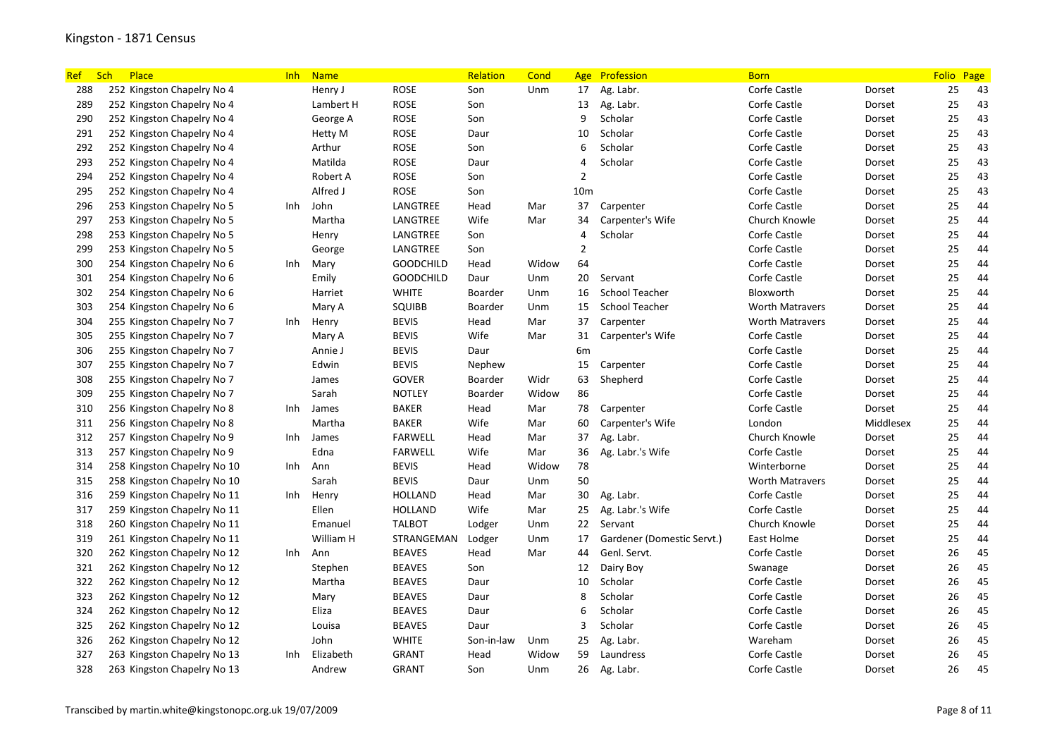# Kingston - 1871 Census

| Ref | Sch | Place | Inh | Name | | Relation | Cond | Age | Profession | Born | | Folio | Page |
|---|---|---|---|---|---|---|---|---|---|---|---|---|---|
| 288 | 252 | Kingston Chapelry No 4 | | Henry J | ROSE | Son | Unm | 17 | Ag. Labr. | Corfe Castle | Dorset | 25 | 43 |
| 289 | 252 | Kingston Chapelry No 4 | | Lambert H | ROSE | Son | | 13 | Ag. Labr. | Corfe Castle | Dorset | 25 | 43 |
| 290 | 252 | Kingston Chapelry No 4 | | George A | ROSE | Son | | 9 | Scholar | Corfe Castle | Dorset | 25 | 43 |
| 291 | 252 | Kingston Chapelry No 4 | | Hetty M | ROSE | Daur | | 10 | Scholar | Corfe Castle | Dorset | 25 | 43 |
| 292 | 252 | Kingston Chapelry No 4 | | Arthur | ROSE | Son | | 6 | Scholar | Corfe Castle | Dorset | 25 | 43 |
| 293 | 252 | Kingston Chapelry No 4 | | Matilda | ROSE | Daur | | 4 | Scholar | Corfe Castle | Dorset | 25 | 43 |
| 294 | 252 | Kingston Chapelry No 4 | | Robert A | ROSE | Son | | 2 | | Corfe Castle | Dorset | 25 | 43 |
| 295 | 252 | Kingston Chapelry No 4 | | Alfred J | ROSE | Son | | 10m | | Corfe Castle | Dorset | 25 | 43 |
| 296 | 253 | Kingston Chapelry No 5 | Inh | John | LANGTREE | Head | Mar | 37 | Carpenter | Corfe Castle | Dorset | 25 | 44 |
| 297 | 253 | Kingston Chapelry No 5 | | Martha | LANGTREE | Wife | Mar | 34 | Carpenter's Wife | Church Knowle | Dorset | 25 | 44 |
| 298 | 253 | Kingston Chapelry No 5 | | Henry | LANGTREE | Son | | 4 | Scholar | Corfe Castle | Dorset | 25 | 44 |
| 299 | 253 | Kingston Chapelry No 5 | | George | LANGTREE | Son | | 2 | | Corfe Castle | Dorset | 25 | 44 |
| 300 | 254 | Kingston Chapelry No 6 | Inh | Mary | GOODCHILD | Head | Widow | 64 | | Corfe Castle | Dorset | 25 | 44 |
| 301 | 254 | Kingston Chapelry No 6 | | Emily | GOODCHILD | Daur | Unm | 20 | Servant | Corfe Castle | Dorset | 25 | 44 |
| 302 | 254 | Kingston Chapelry No 6 | | Harriet | WHITE | Boarder | Unm | 16 | School Teacher | Bloxworth | Dorset | 25 | 44 |
| 303 | 254 | Kingston Chapelry No 6 | | Mary A | SQUIBB | Boarder | Unm | 15 | School Teacher | Worth Matravers | Dorset | 25 | 44 |
| 304 | 255 | Kingston Chapelry No 7 | Inh | Henry | BEVIS | Head | Mar | 37 | Carpenter | Worth Matravers | Dorset | 25 | 44 |
| 305 | 255 | Kingston Chapelry No 7 | | Mary A | BEVIS | Wife | Mar | 31 | Carpenter's Wife | Corfe Castle | Dorset | 25 | 44 |
| 306 | 255 | Kingston Chapelry No 7 | | Annie J | BEVIS | Daur | | 6m | | Corfe Castle | Dorset | 25 | 44 |
| 307 | 255 | Kingston Chapelry No 7 | | Edwin | BEVIS | Nephew | | 15 | Carpenter | Corfe Castle | Dorset | 25 | 44 |
| 308 | 255 | Kingston Chapelry No 7 | | James | GOVER | Boarder | Widr | 63 | Shepherd | Corfe Castle | Dorset | 25 | 44 |
| 309 | 255 | Kingston Chapelry No 7 | | Sarah | NOTLEY | Boarder | Widow | 86 | | Corfe Castle | Dorset | 25 | 44 |
| 310 | 256 | Kingston Chapelry No 8 | Inh | James | BAKER | Head | Mar | 78 | Carpenter | Corfe Castle | Dorset | 25 | 44 |
| 311 | 256 | Kingston Chapelry No 8 | | Martha | BAKER | Wife | Mar | 60 | Carpenter's Wife | London | Middlesex | 25 | 44 |
| 312 | 257 | Kingston Chapelry No 9 | Inh | James | FARWELL | Head | Mar | 37 | Ag. Labr. | Church Knowle | Dorset | 25 | 44 |
| 313 | 257 | Kingston Chapelry No 9 | | Edna | FARWELL | Wife | Mar | 36 | Ag. Labr.'s Wife | Corfe Castle | Dorset | 25 | 44 |
| 314 | 258 | Kingston Chapelry No 10 | Inh | Ann | BEVIS | Head | Widow | 78 | | Winterborne | Dorset | 25 | 44 |
| 315 | 258 | Kingston Chapelry No 10 | | Sarah | BEVIS | Daur | Unm | 50 | | Worth Matravers | Dorset | 25 | 44 |
| 316 | 259 | Kingston Chapelry No 11 | Inh | Henry | HOLLAND | Head | Mar | 30 | Ag. Labr. | Corfe Castle | Dorset | 25 | 44 |
| 317 | 259 | Kingston Chapelry No 11 | | Ellen | HOLLAND | Wife | Mar | 25 | Ag. Labr.'s Wife | Corfe Castle | Dorset | 25 | 44 |
| 318 | 260 | Kingston Chapelry No 11 | | Emanuel | TALBOT | Lodger | Unm | 22 | Servant | Church Knowle | Dorset | 25 | 44 |
| 319 | 261 | Kingston Chapelry No 11 | | William H | STRANGEMAN | Lodger | Unm | 17 | Gardener (Domestic Servt.) | East Holme | Dorset | 25 | 44 |
| 320 | 262 | Kingston Chapelry No 12 | Inh | Ann | BEAVES | Head | Mar | 44 | Genl. Servt. | Corfe Castle | Dorset | 26 | 45 |
| 321 | 262 | Kingston Chapelry No 12 | | Stephen | BEAVES | Son | | 12 | Dairy Boy | Swanage | Dorset | 26 | 45 |
| 322 | 262 | Kingston Chapelry No 12 | | Martha | BEAVES | Daur | | 10 | Scholar | Corfe Castle | Dorset | 26 | 45 |
| 323 | 262 | Kingston Chapelry No 12 | | Mary | BEAVES | Daur | | 8 | Scholar | Corfe Castle | Dorset | 26 | 45 |
| 324 | 262 | Kingston Chapelry No 12 | | Eliza | BEAVES | Daur | | 6 | Scholar | Corfe Castle | Dorset | 26 | 45 |
| 325 | 262 | Kingston Chapelry No 12 | | Louisa | BEAVES | Daur | | 3 | Scholar | Corfe Castle | Dorset | 26 | 45 |
| 326 | 262 | Kingston Chapelry No 12 | | John | WHITE | Son-in-law | Unm | 25 | Ag. Labr. | Wareham | Dorset | 26 | 45 |
| 327 | 263 | Kingston Chapelry No 13 | Inh | Elizabeth | GRANT | Head | Widow | 59 | Laundress | Corfe Castle | Dorset | 26 | 45 |
| 328 | 263 | Kingston Chapelry No 13 | | Andrew | GRANT | Son | Unm | 26 | Ag. Labr. | Corfe Castle | Dorset | 26 | 45 |

Transcibed by martin.white@kingstonopc.org.uk 19/07/2009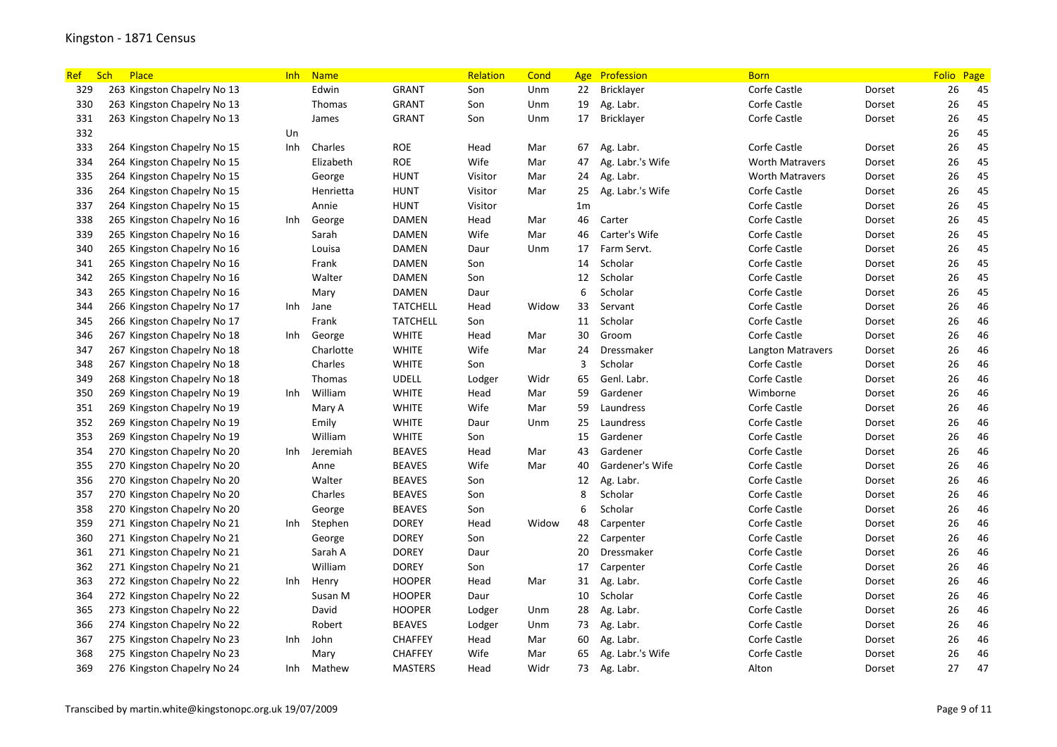# Kingston - 1871 Census

| Ref | Sch | Place | Inh | Name | | Relation | Cond | Age | Profession | Born | | Folio | Page |
|---|---|---|---|---|---|---|---|---|---|---|---|---|---|
| 329 | 263 | Kingston Chapelry No 13 | | Edwin | GRANT | Son | Unm | 22 | Bricklayer | Corfe Castle | Dorset | 26 | 45 |
| 330 | 263 | Kingston Chapelry No 13 | | Thomas | GRANT | Son | Unm | 19 | Ag. Labr. | Corfe Castle | Dorset | 26 | 45 |
| 331 | 263 | Kingston Chapelry No 13 | | James | GRANT | Son | Unm | 17 | Bricklayer | Corfe Castle | Dorset | 26 | 45 |
| 332 | | | Un | | | | | | | | | 26 | 45 |
| 333 | 264 | Kingston Chapelry No 15 | Inh | Charles | ROE | Head | Mar | 67 | Ag. Labr. | Corfe Castle | Dorset | 26 | 45 |
| 334 | 264 | Kingston Chapelry No 15 | | Elizabeth | ROE | Wife | Mar | 47 | Ag. Labr.'s Wife | Worth Matravers | Dorset | 26 | 45 |
| 335 | 264 | Kingston Chapelry No 15 | | George | HUNT | Visitor | Mar | 24 | Ag. Labr. | Worth Matravers | Dorset | 26 | 45 |
| 336 | 264 | Kingston Chapelry No 15 | | Henrietta | HUNT | Visitor | Mar | 25 | Ag. Labr.'s Wife | Corfe Castle | Dorset | 26 | 45 |
| 337 | 264 | Kingston Chapelry No 15 | | Annie | HUNT | Visitor | | 1m | | Corfe Castle | Dorset | 26 | 45 |
| 338 | 265 | Kingston Chapelry No 16 | Inh | George | DAMEN | Head | Mar | 46 | Carter | Corfe Castle | Dorset | 26 | 45 |
| 339 | 265 | Kingston Chapelry No 16 | | Sarah | DAMEN | Wife | Mar | 46 | Carter's Wife | Corfe Castle | Dorset | 26 | 45 |
| 340 | 265 | Kingston Chapelry No 16 | | Louisa | DAMEN | Daur | Unm | 17 | Farm Servt. | Corfe Castle | Dorset | 26 | 45 |
| 341 | 265 | Kingston Chapelry No 16 | | Frank | DAMEN | Son | | 14 | Scholar | Corfe Castle | Dorset | 26 | 45 |
| 342 | 265 | Kingston Chapelry No 16 | | Walter | DAMEN | Son | | 12 | Scholar | Corfe Castle | Dorset | 26 | 45 |
| 343 | 265 | Kingston Chapelry No 16 | | Mary | DAMEN | Daur | | 6 | Scholar | Corfe Castle | Dorset | 26 | 45 |
| 344 | 266 | Kingston Chapelry No 17 | Inh | Jane | TATCHELL | Head | Widow | 33 | Servant | Corfe Castle | Dorset | 26 | 46 |
| 345 | 266 | Kingston Chapelry No 17 | | Frank | TATCHELL | Son | | 11 | Scholar | Corfe Castle | Dorset | 26 | 46 |
| 346 | 267 | Kingston Chapelry No 18 | Inh | George | WHITE | Head | Mar | 30 | Groom | Corfe Castle | Dorset | 26 | 46 |
| 347 | 267 | Kingston Chapelry No 18 | | Charlotte | WHITE | Wife | Mar | 24 | Dressmaker | Langton Matravers | Dorset | 26 | 46 |
| 348 | 267 | Kingston Chapelry No 18 | | Charles | WHITE | Son | | 3 | Scholar | Corfe Castle | Dorset | 26 | 46 |
| 349 | 268 | Kingston Chapelry No 18 | | Thomas | UDELL | Lodger | Widr | 65 | Genl. Labr. | Corfe Castle | Dorset | 26 | 46 |
| 350 | 269 | Kingston Chapelry No 19 | Inh | William | WHITE | Head | Mar | 59 | Gardener | Wimborne | Dorset | 26 | 46 |
| 351 | 269 | Kingston Chapelry No 19 | | Mary A | WHITE | Wife | Mar | 59 | Laundress | Corfe Castle | Dorset | 26 | 46 |
| 352 | 269 | Kingston Chapelry No 19 | | Emily | WHITE | Daur | Unm | 25 | Laundress | Corfe Castle | Dorset | 26 | 46 |
| 353 | 269 | Kingston Chapelry No 19 | | William | WHITE | Son | | 15 | Gardener | Corfe Castle | Dorset | 26 | 46 |
| 354 | 270 | Kingston Chapelry No 20 | Inh | Jeremiah | BEAVES | Head | Mar | 43 | Gardener | Corfe Castle | Dorset | 26 | 46 |
| 355 | 270 | Kingston Chapelry No 20 | | Anne | BEAVES | Wife | Mar | 40 | Gardener's Wife | Corfe Castle | Dorset | 26 | 46 |
| 356 | 270 | Kingston Chapelry No 20 | | Walter | BEAVES | Son | | 12 | Ag. Labr. | Corfe Castle | Dorset | 26 | 46 |
| 357 | 270 | Kingston Chapelry No 20 | | Charles | BEAVES | Son | | 8 | Scholar | Corfe Castle | Dorset | 26 | 46 |
| 358 | 270 | Kingston Chapelry No 20 | | George | BEAVES | Son | | 6 | Scholar | Corfe Castle | Dorset | 26 | 46 |
| 359 | 271 | Kingston Chapelry No 21 | Inh | Stephen | DOREY | Head | Widow | 48 | Carpenter | Corfe Castle | Dorset | 26 | 46 |
| 360 | 271 | Kingston Chapelry No 21 | | George | DOREY | Son | | 22 | Carpenter | Corfe Castle | Dorset | 26 | 46 |
| 361 | 271 | Kingston Chapelry No 21 | | Sarah A | DOREY | Daur | | 20 | Dressmaker | Corfe Castle | Dorset | 26 | 46 |
| 362 | 271 | Kingston Chapelry No 21 | | William | DOREY | Son | | 17 | Carpenter | Corfe Castle | Dorset | 26 | 46 |
| 363 | 272 | Kingston Chapelry No 22 | Inh | Henry | HOOPER | Head | Mar | 31 | Ag. Labr. | Corfe Castle | Dorset | 26 | 46 |
| 364 | 272 | Kingston Chapelry No 22 | | Susan M | HOOPER | Daur | | 10 | Scholar | Corfe Castle | Dorset | 26 | 46 |
| 365 | 273 | Kingston Chapelry No 22 | | David | HOOPER | Lodger | Unm | 28 | Ag. Labr. | Corfe Castle | Dorset | 26 | 46 |
| 366 | 274 | Kingston Chapelry No 22 | | Robert | BEAVES | Lodger | Unm | 73 | Ag. Labr. | Corfe Castle | Dorset | 26 | 46 |
| 367 | 275 | Kingston Chapelry No 23 | Inh | John | CHAFFEY | Head | Mar | 60 | Ag. Labr. | Corfe Castle | Dorset | 26 | 46 |
| 368 | 275 | Kingston Chapelry No 23 | | Mary | CHAFFEY | Wife | Mar | 65 | Ag. Labr.'s Wife | Corfe Castle | Dorset | 26 | 46 |
| 369 | 276 | Kingston Chapelry No 24 | Inh | Mathew | MASTERS | Head | Widr | 73 | Ag. Labr. | Alton | Dorset | 27 | 47 |

Transcibed by martin.white@kingstonopc.org.uk 19/07/2009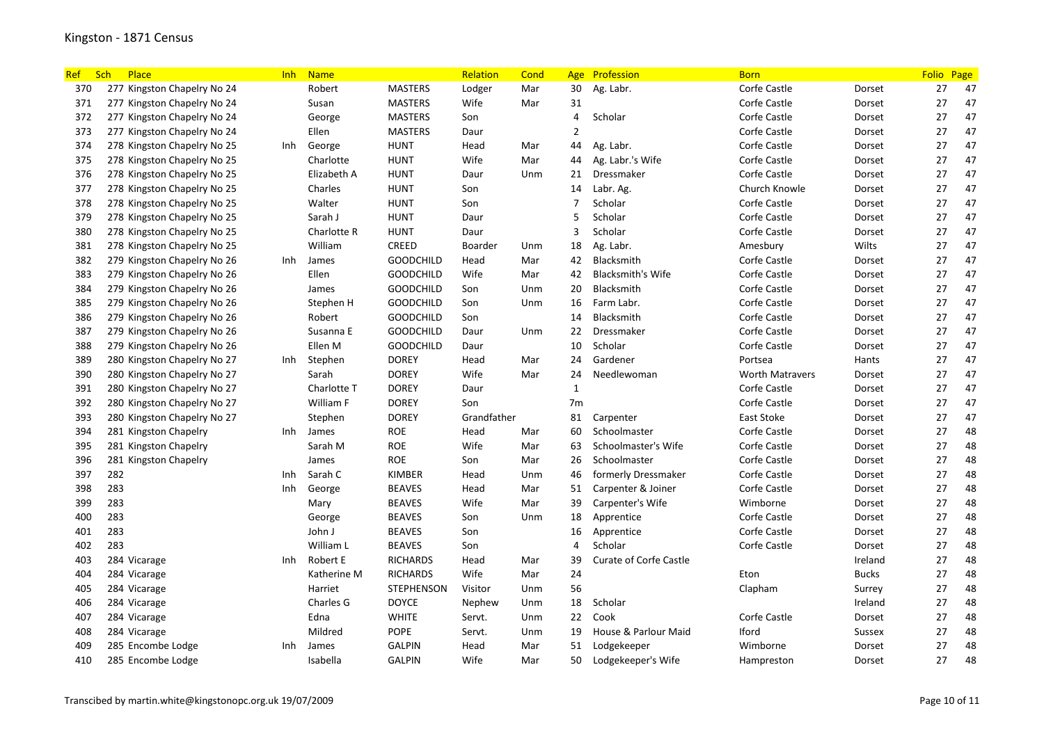# Kingston - 1871 Census

| Ref | Sch | Place | Inh | Name | | Relation | Cond | Age | Profession | Born | | Folio | Page |
|---|---|---|---|---|---|---|---|---|---|---|---|---|---|
| 370 | 277 | Kingston Chapelry No 24 | | Robert | MASTERS | Lodger | Mar | 30 | Ag. Labr. | Corfe Castle | Dorset | 27 | 47 |
| 371 | 277 | Kingston Chapelry No 24 | | Susan | MASTERS | Wife | Mar | 31 | | Corfe Castle | Dorset | 27 | 47 |
| 372 | 277 | Kingston Chapelry No 24 | | George | MASTERS | Son | | 4 | Scholar | Corfe Castle | Dorset | 27 | 47 |
| 373 | 277 | Kingston Chapelry No 24 | | Ellen | MASTERS | Daur | | 2 | | Corfe Castle | Dorset | 27 | 47 |
| 374 | 278 | Kingston Chapelry No 25 | Inh | George | HUNT | Head | Mar | 44 | Ag. Labr. | Corfe Castle | Dorset | 27 | 47 |
| 375 | 278 | Kingston Chapelry No 25 | | Charlotte | HUNT | Wife | Mar | 44 | Ag. Labr.'s Wife | Corfe Castle | Dorset | 27 | 47 |
| 376 | 278 | Kingston Chapelry No 25 | | Elizabeth A | HUNT | Daur | Unm | 21 | Dressmaker | Corfe Castle | Dorset | 27 | 47 |
| 377 | 278 | Kingston Chapelry No 25 | | Charles | HUNT | Son | | 14 | Labr. Ag. | Church Knowle | Dorset | 27 | 47 |
| 378 | 278 | Kingston Chapelry No 25 | | Walter | HUNT | Son | | 7 | Scholar | Corfe Castle | Dorset | 27 | 47 |
| 379 | 278 | Kingston Chapelry No 25 | | Sarah J | HUNT | Daur | | 5 | Scholar | Corfe Castle | Dorset | 27 | 47 |
| 380 | 278 | Kingston Chapelry No 25 | | Charlotte R | HUNT | Daur | | 3 | Scholar | Corfe Castle | Dorset | 27 | 47 |
| 381 | 278 | Kingston Chapelry No 25 | | William | CREED | Boarder | Unm | 18 | Ag. Labr. | Amesbury | Wilts | 27 | 47 |
| 382 | 279 | Kingston Chapelry No 26 | Inh | James | GOODCHILD | Head | Mar | 42 | Blacksmith | Corfe Castle | Dorset | 27 | 47 |
| 383 | 279 | Kingston Chapelry No 26 | | Ellen | GOODCHILD | Wife | Mar | 42 | Blacksmith's Wife | Corfe Castle | Dorset | 27 | 47 |
| 384 | 279 | Kingston Chapelry No 26 | | James | GOODCHILD | Son | Unm | 20 | Blacksmith | Corfe Castle | Dorset | 27 | 47 |
| 385 | 279 | Kingston Chapelry No 26 | | Stephen H | GOODCHILD | Son | Unm | 16 | Farm Labr. | Corfe Castle | Dorset | 27 | 47 |
| 386 | 279 | Kingston Chapelry No 26 | | Robert | GOODCHILD | Son | | 14 | Blacksmith | Corfe Castle | Dorset | 27 | 47 |
| 387 | 279 | Kingston Chapelry No 26 | | Susanna E | GOODCHILD | Daur | Unm | 22 | Dressmaker | Corfe Castle | Dorset | 27 | 47 |
| 388 | 279 | Kingston Chapelry No 26 | | Ellen M | GOODCHILD | Daur | | 10 | Scholar | Corfe Castle | Dorset | 27 | 47 |
| 389 | 280 | Kingston Chapelry No 27 | Inh | Stephen | DOREY | Head | Mar | 24 | Gardener | Portsea | Hants | 27 | 47 |
| 390 | 280 | Kingston Chapelry No 27 | | Sarah | DOREY | Wife | Mar | 24 | Needlewoman | Worth Matravers | Dorset | 27 | 47 |
| 391 | 280 | Kingston Chapelry No 27 | | Charlotte T | DOREY | Daur | | 1 | | Corfe Castle | Dorset | 27 | 47 |
| 392 | 280 | Kingston Chapelry No 27 | | William F | DOREY | Son | | 7m | | Corfe Castle | Dorset | 27 | 47 |
| 393 | 280 | Kingston Chapelry No 27 | | Stephen | DOREY | Grandfather | | 81 | Carpenter | East Stoke | Dorset | 27 | 47 |
| 394 | 281 | Kingston Chapelry | Inh | James | ROE | Head | Mar | 60 | Schoolmaster | Corfe Castle | Dorset | 27 | 48 |
| 395 | 281 | Kingston Chapelry | | Sarah M | ROE | Wife | Mar | 63 | Schoolmaster's Wife | Corfe Castle | Dorset | 27 | 48 |
| 396 | 281 | Kingston Chapelry | | James | ROE | Son | Mar | 26 | Schoolmaster | Corfe Castle | Dorset | 27 | 48 |
| 397 | 282 | | Inh | Sarah C | KIMBER | Head | Unm | 46 | formerly Dressmaker | Corfe Castle | Dorset | 27 | 48 |
| 398 | 283 | | Inh | George | BEAVES | Head | Mar | 51 | Carpenter & Joiner | Corfe Castle | Dorset | 27 | 48 |
| 399 | 283 | | | Mary | BEAVES | Wife | Mar | 39 | Carpenter's Wife | Wimborne | Dorset | 27 | 48 |
| 400 | 283 | | | George | BEAVES | Son | Unm | 18 | Apprentice | Corfe Castle | Dorset | 27 | 48 |
| 401 | 283 | | | John J | BEAVES | Son | | 16 | Apprentice | Corfe Castle | Dorset | 27 | 48 |
| 402 | 283 | | | William L | BEAVES | Son | | 4 | Scholar | Corfe Castle | Dorset | 27 | 48 |
| 403 | 284 | Vicarage | Inh | Robert E | RICHARDS | Head | Mar | 39 | Curate of Corfe Castle | | Ireland | 27 | 48 |
| 404 | 284 | Vicarage | | Katherine M | RICHARDS | Wife | Mar | 24 | | Eton | Bucks | 27 | 48 |
| 405 | 284 | Vicarage | | Harriet | STEPHENSON | Visitor | Unm | 56 | | Clapham | Surrey | 27 | 48 |
| 406 | 284 | Vicarage | | Charles G | DOYCE | Nephew | Unm | 18 | Scholar | | Ireland | 27 | 48 |
| 407 | 284 | Vicarage | | Edna | WHITE | Servt. | Unm | 22 | Cook | Corfe Castle | Dorset | 27 | 48 |
| 408 | 284 | Vicarage | | Mildred | POPE | Servt. | Unm | 19 | House & Parlour Maid | Iford | Sussex | 27 | 48 |
| 409 | 285 | Encombe Lodge | Inh | James | GALPIN | Head | Mar | 51 | Lodgekeeper | Wimborne | Dorset | 27 | 48 |
| 410 | 285 | Encombe Lodge | | Isabella | GALPIN | Wife | Mar | 50 | Lodgekeeper's Wife | Hampreston | Dorset | 27 | 48 |

Transcibed by martin.white@kingstonopc.org.uk 19/07/2009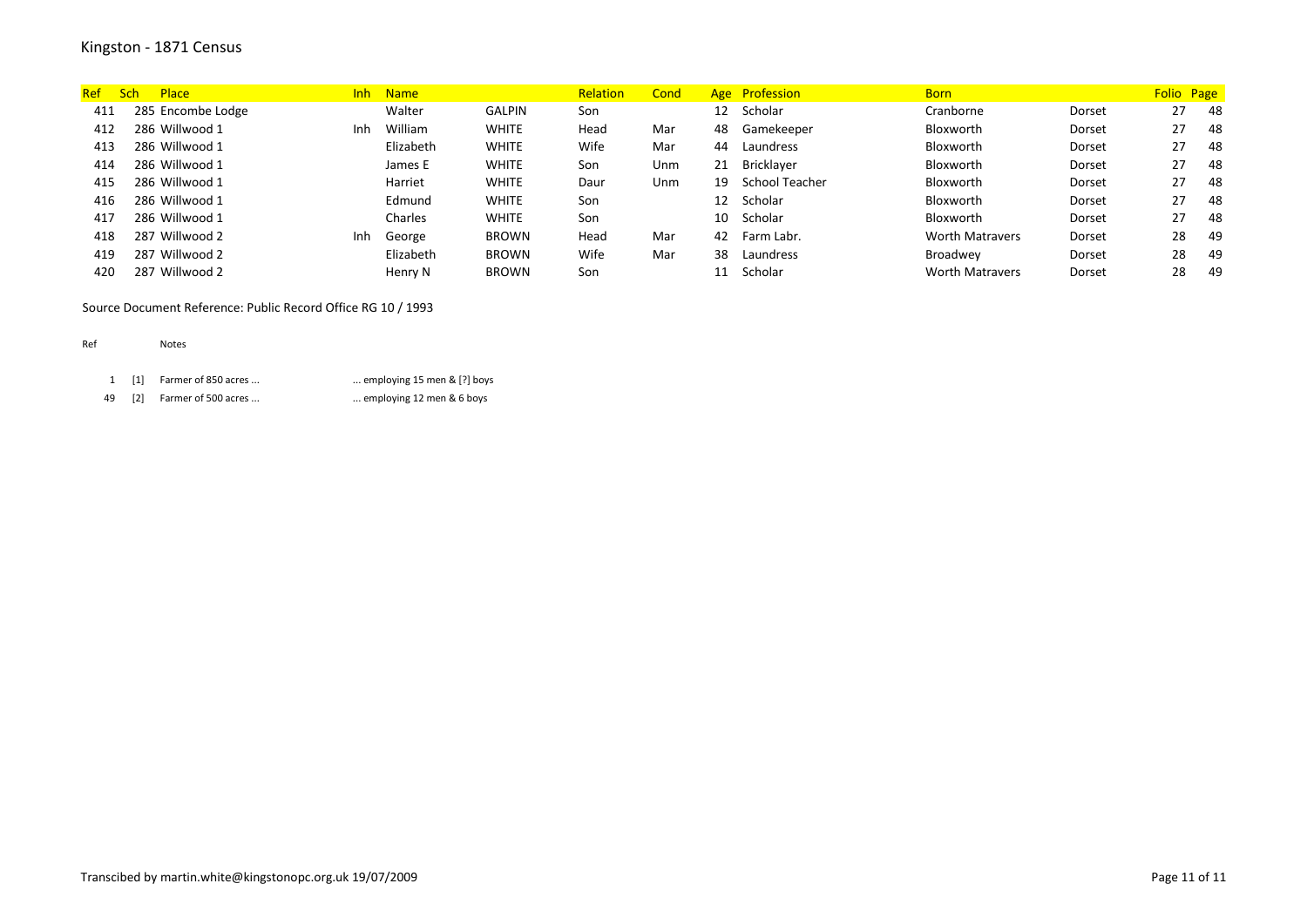# Kingston - 1871 Census

| Ref | Sch | Place | Inh | Name | | Relation | Cond | Age | Profession | Born | | Folio | Page |
|---|---|---|---|---|---|---|---|---|---|---|---|---|---|
| 411 | 285 | Encombe Lodge | | Walter | GALPIN | Son | | 12 | Scholar | Cranborne | Dorset | 27 | 48 |
| 412 | 286 | Willwood 1 | Inh | William | WHITE | Head | Mar | 48 | Gamekeeper | Bloxworth | Dorset | 27 | 48 |
| 413 | 286 | Willwood 1 | | Elizabeth | WHITE | Wife | Mar | 44 | Laundress | Bloxworth | Dorset | 27 | 48 |
| 414 | 286 | Willwood 1 | | James E | WHITE | Son | Unm | 21 | Bricklayer | Bloxworth | Dorset | 27 | 48 |
| 415 | 286 | Willwood 1 | | Harriet | WHITE | Daur | Unm | 19 | School Teacher | Bloxworth | Dorset | 27 | 48 |
| 416 | 286 | Willwood 1 | | Edmund | WHITE | Son | | 12 | Scholar | Bloxworth | Dorset | 27 | 48 |
| 417 | 286 | Willwood 1 | | Charles | WHITE | Son | | 10 | Scholar | Bloxworth | Dorset | 27 | 48 |
| 418 | 287 | Willwood 2 | Inh | George | BROWN | Head | Mar | 42 | Farm Labr. | Worth Matravers | Dorset | 28 | 49 |
| 419 | 287 | Willwood 2 | | Elizabeth | BROWN | Wife | Mar | 38 | Laundress | Broadwey | Dorset | 28 | 49 |
| 420 | 287 | Willwood 2 | | Henry N | BROWN | Son | | 11 | Scholar | Worth Matravers | Dorset | 28 | 49 |

Source Document Reference: Public Record Office RG 10 / 1993

| Ref | | Notes | |
|---|---|---|---|
| 1 | [1] | Farmer of 850 acres ... | ... employing 15 men & [?] boys |
| 49 | [2] | Farmer of 500 acres ... | ... employing 12 men & 6 boys |

Transcibed by martin.white@kingstonopc.org.uk 19/07/2009